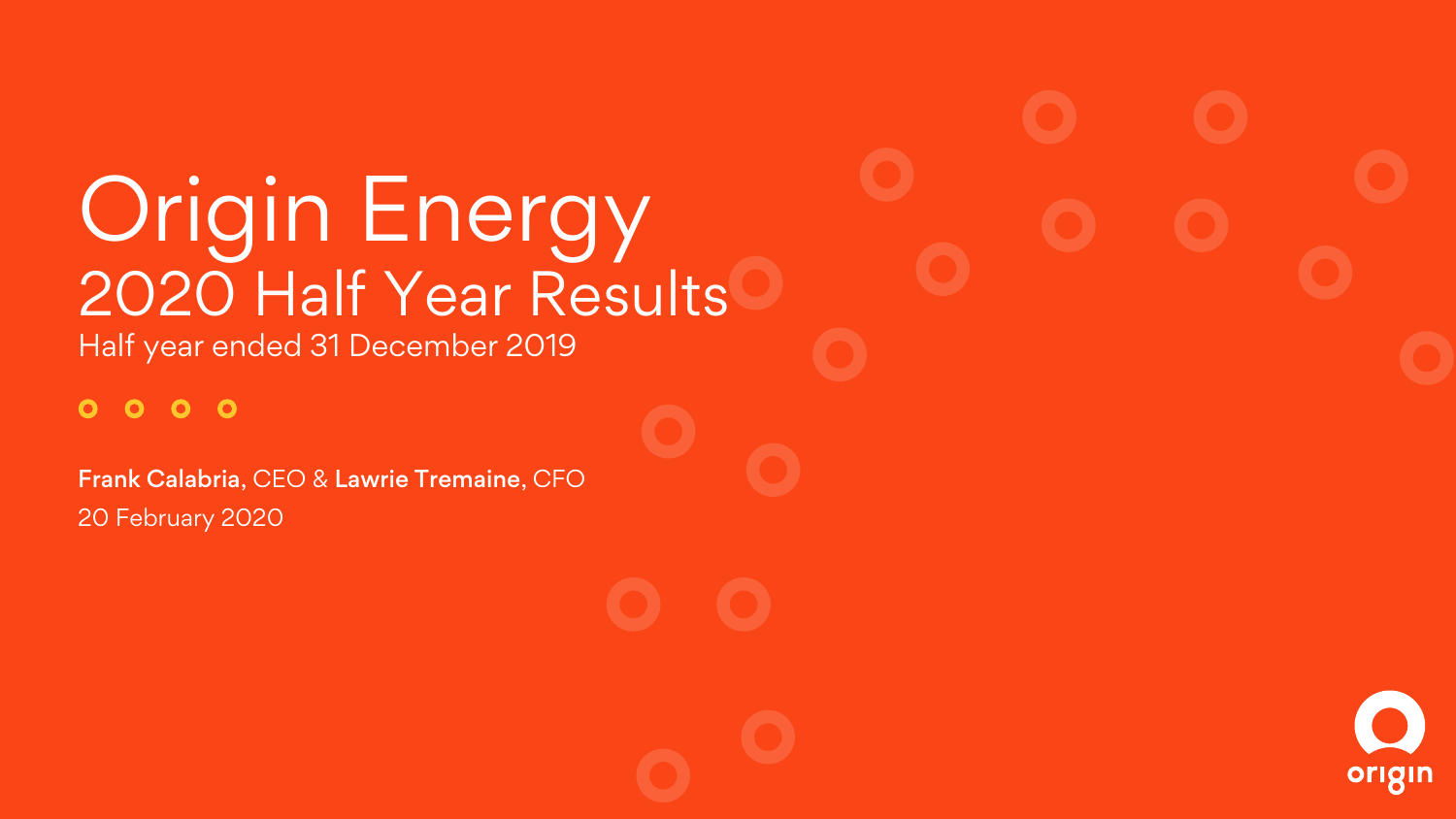# Origin Energy

## 2020 Half Year Results

Half year ended 31 December 2019

**Frank Calabria**, CEO & **Lawrie Tremaine**, CFO

20 February 2020

origin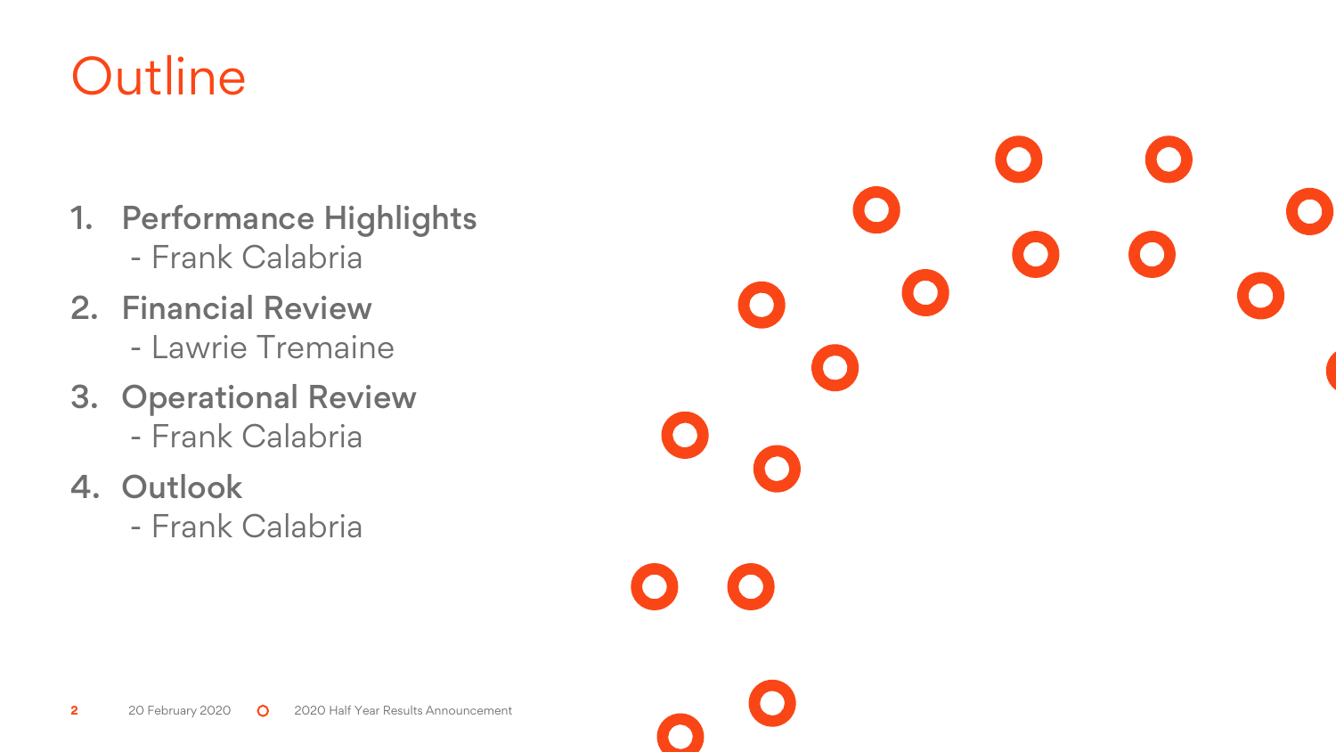# Outline

1. **Performance Highlights**
   - Frank Calabria
2. **Financial Review**
   - Lawrie Tremaine
3. **Operational Review**
   - Frank Calabria
4. **Outlook**
   - Frank Calabria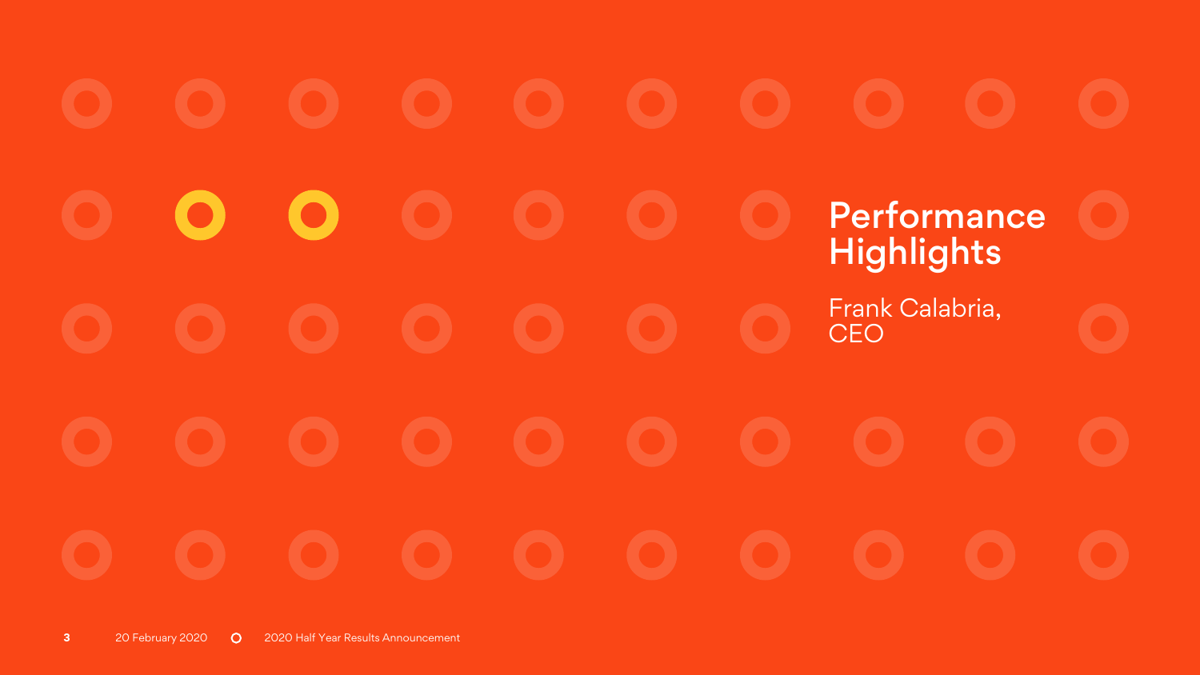# Performance Highlights

Frank Calabria, CEO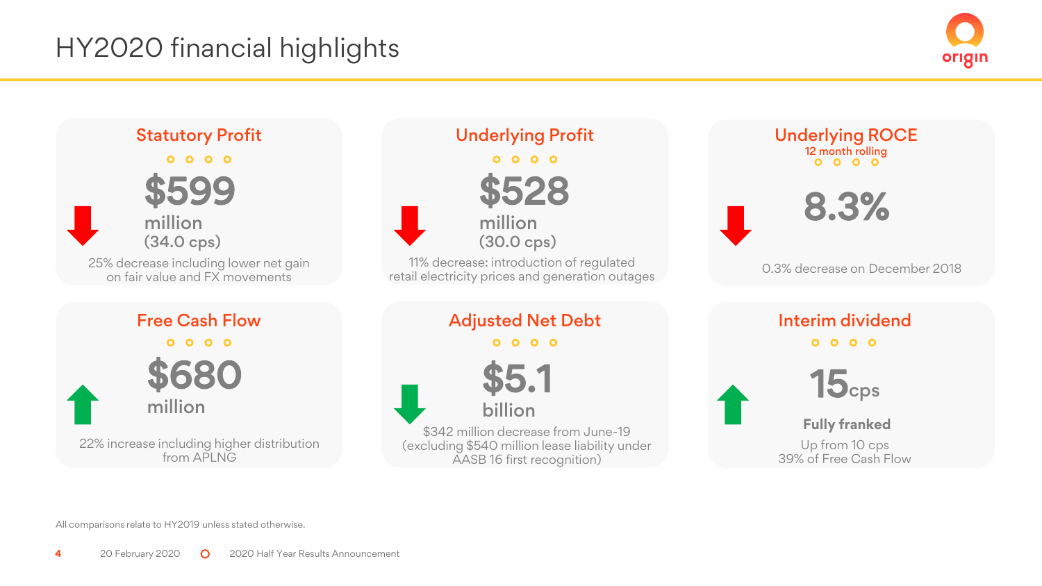# HY2020 financial highlights

### Statutory Profit

**$599** million (34.0 cps)

25% decrease including lower net gain on fair value and FX movements

### Underlying Profit

**$528** million (30.0 cps)

11% decrease: introduction of regulated retail electricity prices and generation outages

### Underlying ROCE

12 month rolling

**8.3%**

0.3% decrease on December 2018

### Free Cash Flow

**$680** million

22% increase including higher distribution from APLNG

### Adjusted Net Debt

**$5.1** billion

$342 million decrease from June-19 (excluding $540 million lease liability under AASB 16 first recognition)

### Interim dividend

**15**cps

**Fully franked**

Up from 10 cps
39% of Free Cash Flow

All comparisons relate to HY2019 unless stated otherwise.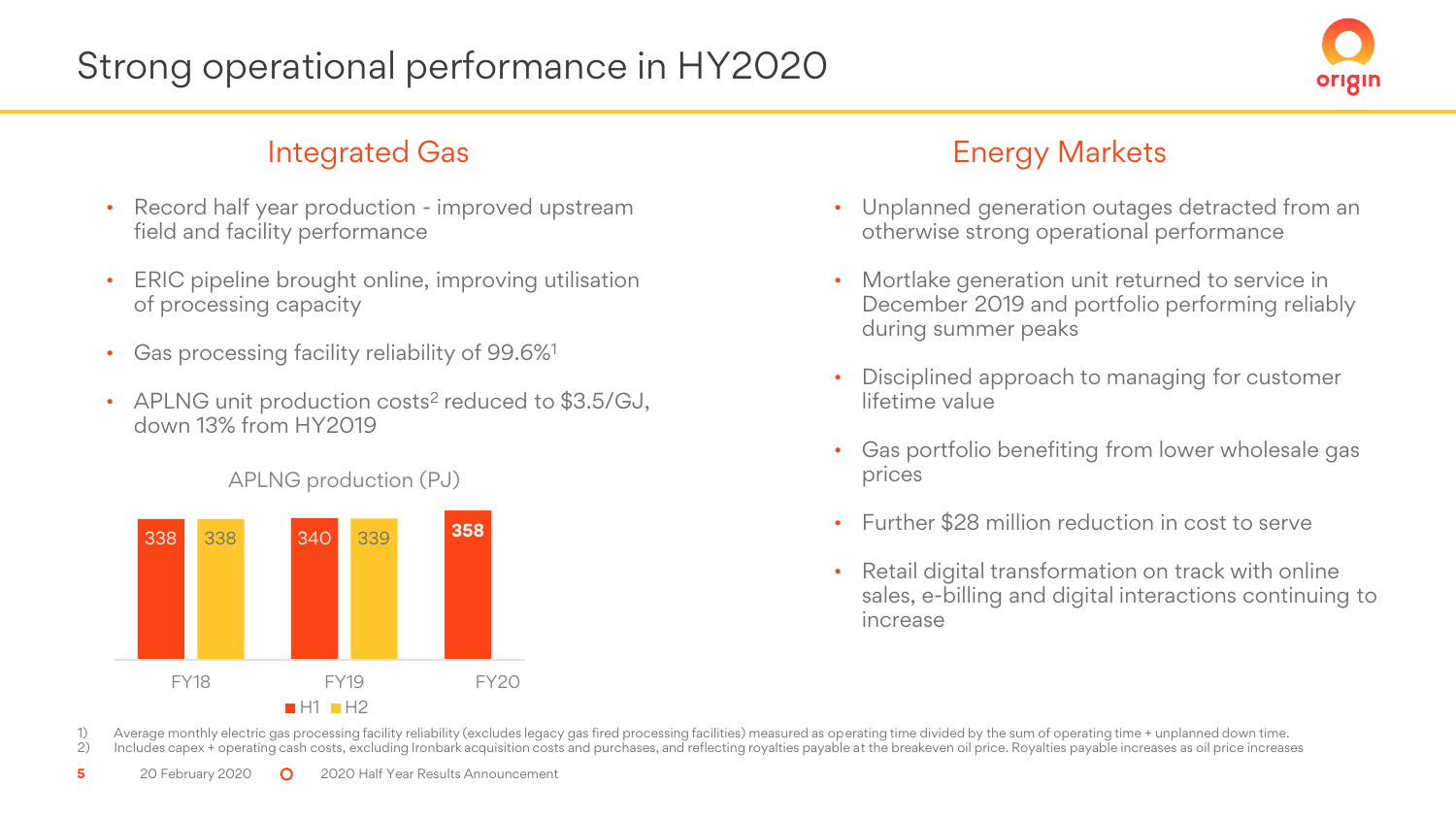# Strong operational performance in HY2020

## Integrated Gas

- Record half year production - improved upstream field and facility performance
- ERIC pipeline brought online, improving utilisation of processing capacity
- Gas processing facility reliability of 99.6%[1]
- APLNG unit production costs[2] reduced to $3.5/GJ, down 13% from HY2019

APLNG production (PJ)

| | H1 | H2 |
|---|---|---|
| FY18 | 338 | 338 |
| FY19 | 340 | 339 |
| FY20 | 358 | |

## Energy Markets

- Unplanned generation outages detracted from an otherwise strong operational performance
- Mortlake generation unit returned to service in December 2019 and portfolio performing reliably during summer peaks
- Disciplined approach to managing for customer lifetime value
- Gas portfolio benefiting from lower wholesale gas prices
- Further $28 million reduction in cost to serve
- Retail digital transformation on track with online sales, e-billing and digital interactions continuing to increase

1) Average monthly electric gas processing facility reliability (excludes legacy gas fired processing facilities) measured as operating time divided by the sum of operating time + unplanned down time.
2) Includes capex + operating cash costs, excluding Ironbark acquisition costs and purchases, and reflecting royalties payable at the breakeven oil price. Royalties payable increases as oil price increases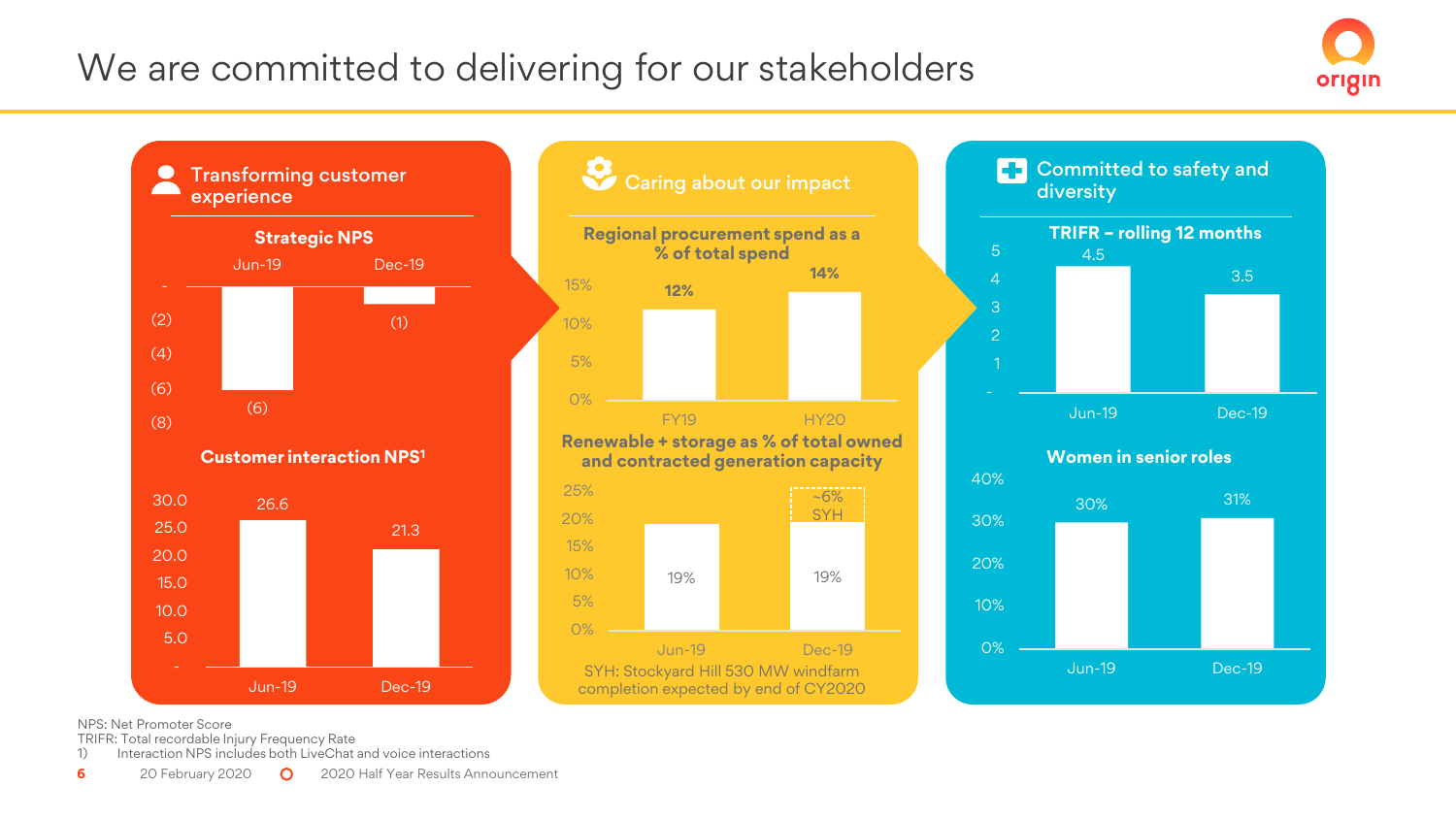# We are committed to delivering for our stakeholders

## Transforming customer experience

**Strategic NPS**

| | Jun-19 | Dec-19 |
|---|---|---|
| Strategic NPS | (6) | (1) |

**Customer interaction NPS[1]**

| | Jun-19 | Dec-19 |
|---|---|---|
| Customer interaction NPS | 26.6 | 21.3 |

## Caring about our impact

**Regional procurement spend as a % of total spend**

| | FY19 | HY20 |
|---|---|---|
| Regional procurement spend | 12% | 14% |

**Renewable + storage as % of total owned and contracted generation capacity**

| | Jun-19 | Dec-19 |
|---|---|---|
| Renewable + storage | 19% | 19% + ~6% SYH |

SYH: Stockyard Hill 530 MW windfarm completion expected by end of CY2020

## Committed to safety and diversity

**TRIFR – rolling 12 months**

| | Jun-19 | Dec-19 |
|---|---|---|
| TRIFR | 4.5 | 3.5 |

**Women in senior roles**

| | Jun-19 | Dec-19 |
|---|---|---|
| Women in senior roles | 30% | 31% |

NPS: Net Promoter Score
TRIFR: Total recordable Injury Frequency Rate
1) Interaction NPS includes both LiveChat and voice interactions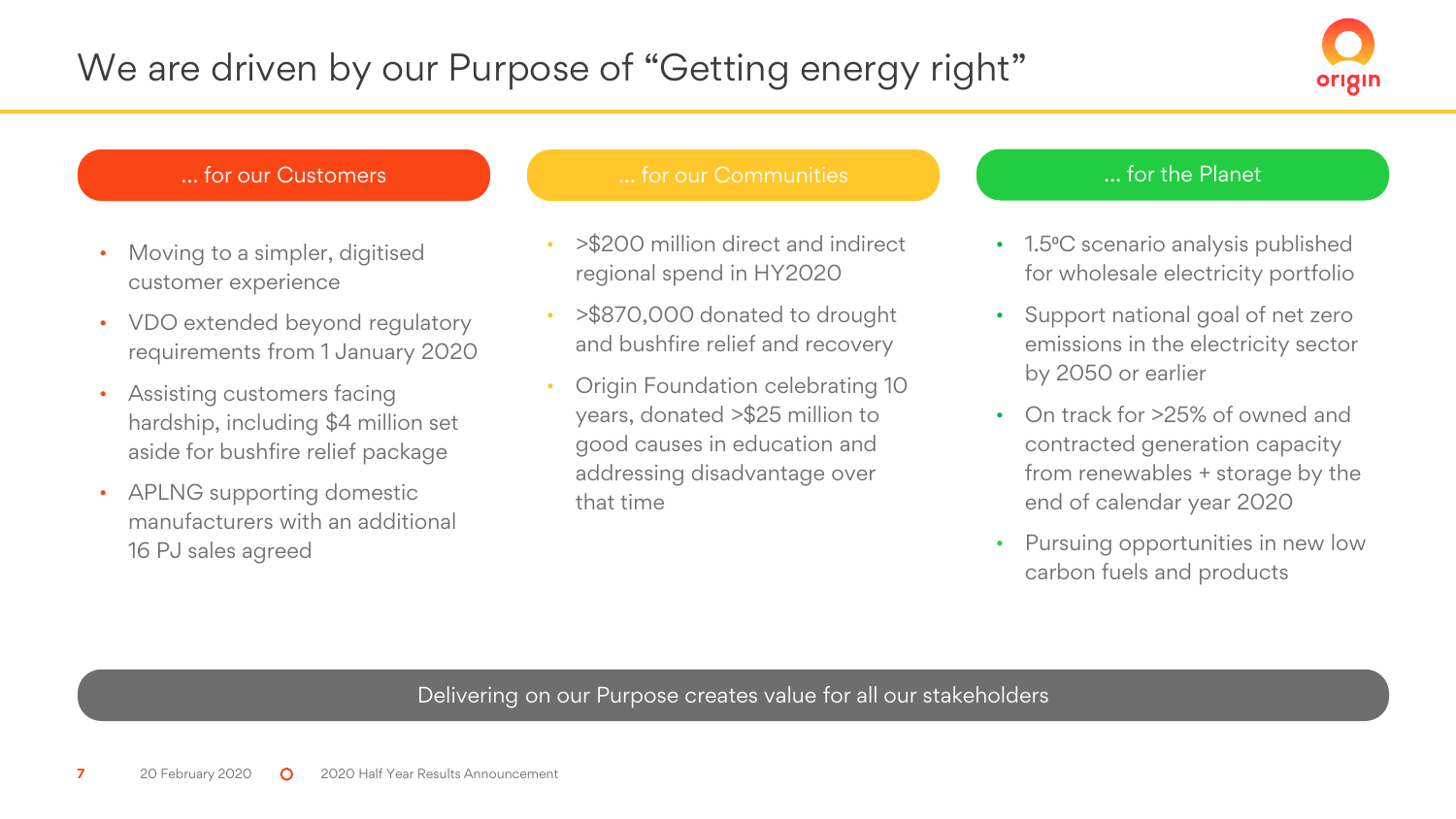# We are driven by our Purpose of "Getting energy right"

## ... for our Customers

- Moving to a simpler, digitised customer experience
- VDO extended beyond regulatory requirements from 1 January 2020
- Assisting customers facing hardship, including $4 million set aside for bushfire relief package
- APLNG supporting domestic manufacturers with an additional 16 PJ sales agreed

## ... for our Communities

- >$200 million direct and indirect regional spend in HY2020
- >$870,000 donated to drought and bushfire relief and recovery
- Origin Foundation celebrating 10 years, donated >$25 million to good causes in education and addressing disadvantage over that time

## ... for the Planet

- 1.5ºC scenario analysis published for wholesale electricity portfolio
- Support national goal of net zero emissions in the electricity sector by 2050 or earlier
- On track for >25% of owned and contracted generation capacity from renewables + storage by the end of calendar year 2020
- Pursuing opportunities in new low carbon fuels and products

**Delivering on our Purpose creates value for all our stakeholders**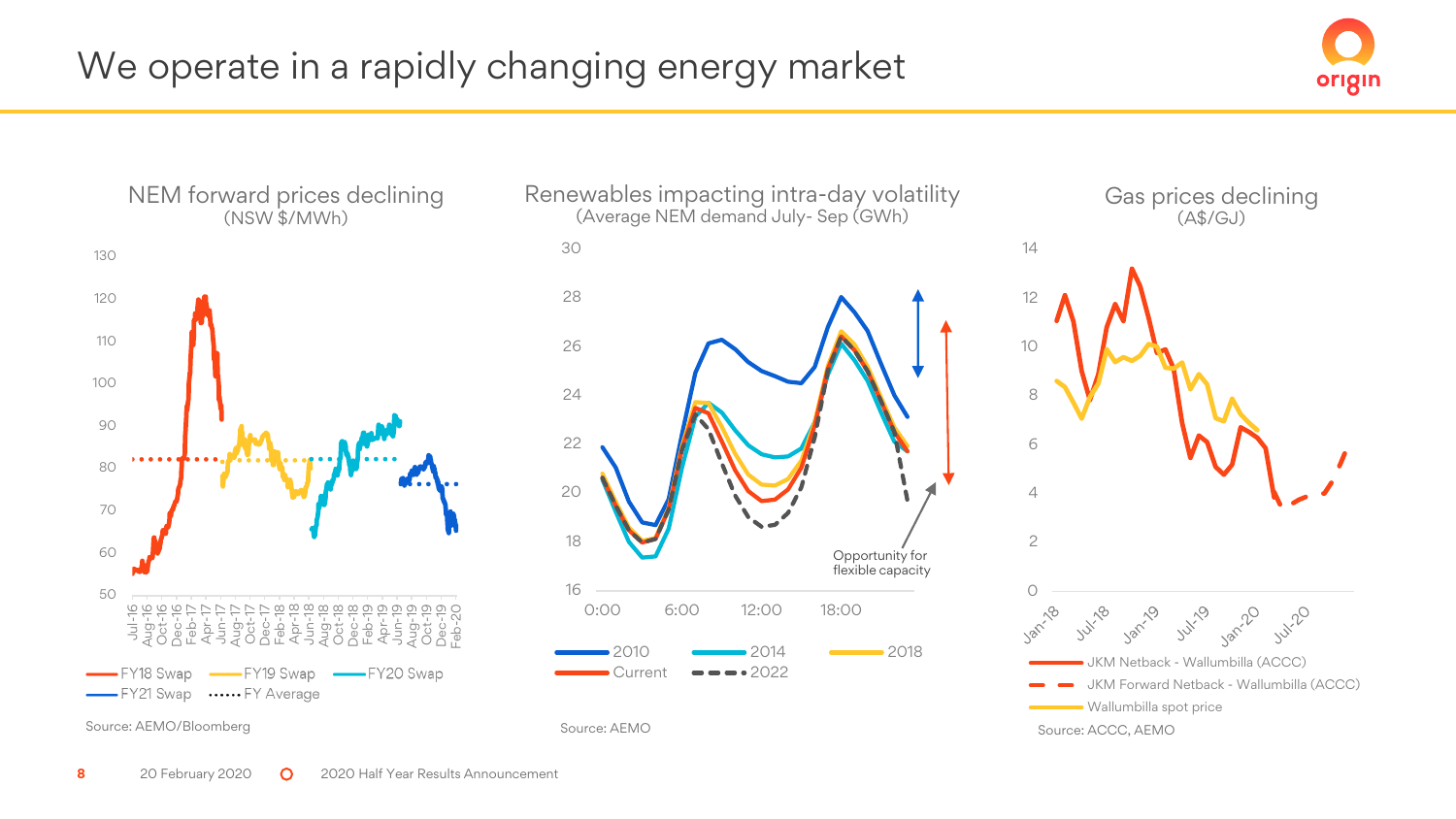# We operate in a rapidly changing energy market

## NEM forward prices declining
(NSW $/MWh)

FY18 Swap, FY19 Swap, FY20 Swap, FY21 Swap, FY Average

Source: AEMO/Bloomberg

## Renewables impacting intra-day volatility
(Average NEM demand July- Sep (GWh)

2010, 2014, 2018, Current, 2022

Opportunity for flexible capacity

Source: AEMO

## Gas prices declining
(A$/GJ)

JKM Netback - Wallumbilla (ACCC)

JKM Forward Netback - Wallumbilla (ACCC)

Wallumbilla spot price

Source: ACCC, AEMO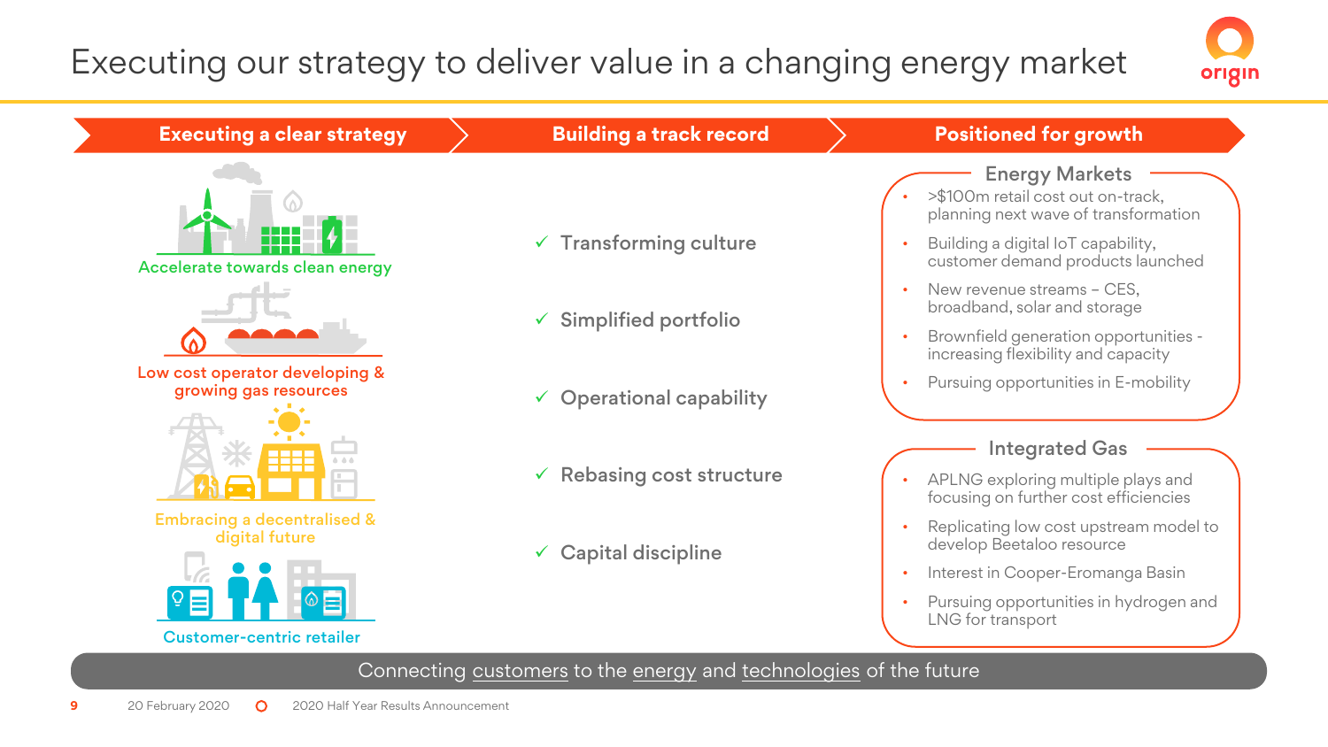# Executing our strategy to deliver value in a changing energy market

## Executing a clear strategy

- Accelerate towards clean energy
- Low cost operator developing & growing gas resources
- Embracing a decentralised & digital future
- Customer-centric retailer

## Building a track record

- ✓ Transforming culture
- ✓ Simplified portfolio
- ✓ Operational capability
- ✓ Rebasing cost structure
- ✓ Capital discipline

## Positioned for growth

### Energy Markets

- >$100m retail cost out on-track, planning next wave of transformation
- Building a digital IoT capability, customer demand products launched
- New revenue streams – CES, broadband, solar and storage
- Brownfield generation opportunities - increasing flexibility and capacity
- Pursuing opportunities in E-mobility

### Integrated Gas

- APLNG exploring multiple plays and focusing on further cost efficiencies
- Replicating low cost upstream model to develop Beetaloo resource
- Interest in Cooper-Eromanga Basin
- Pursuing opportunities in hydrogen and LNG for transport

Connecting customers to the energy and technologies of the future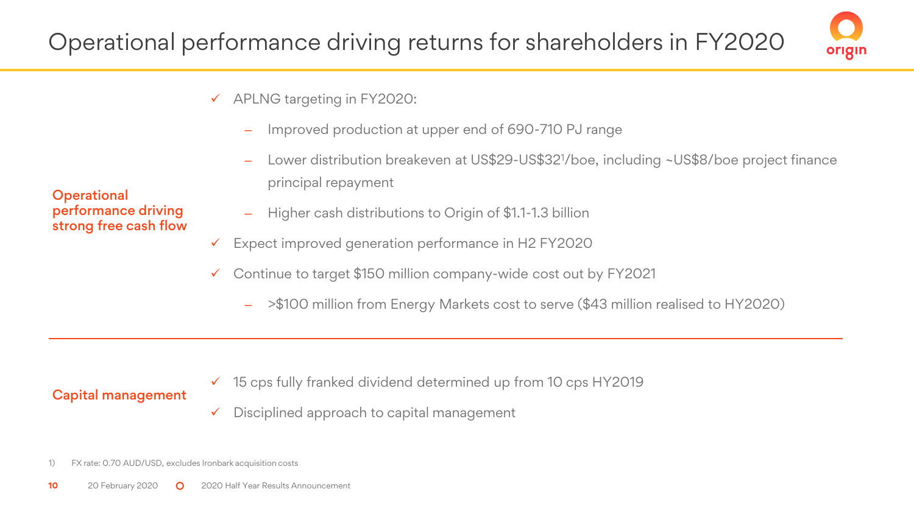# Operational performance driving returns for shareholders in FY2020

**Operational performance driving strong free cash flow**

- ✓ APLNG targeting in FY2020:
  - Improved production at upper end of 690-710 PJ range
  - Lower distribution breakeven at US$29-US$32[1]/boe, including ~US$8/boe project finance principal repayment
  - Higher cash distributions to Origin of $1.1-1.3 billion
- ✓ Expect improved generation performance in H2 FY2020
- ✓ Continue to target $150 million company-wide cost out by FY2021
  - >$100 million from Energy Markets cost to serve ($43 million realised to HY2020)

---

**Capital management**

- ✓ 15 cps fully franked dividend determined up from 10 cps HY2019
- ✓ Disciplined approach to capital management

1) FX rate: 0.70 AUD/USD, excludes Ironbark acquisition costs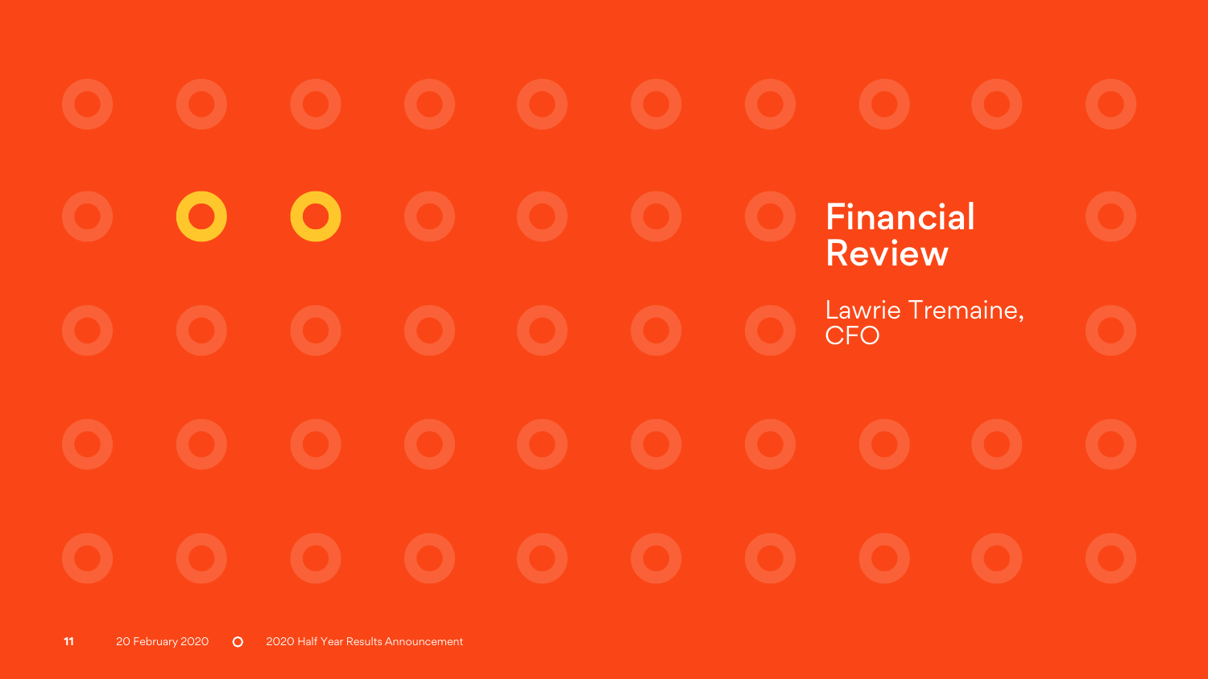# Financial Review

Lawrie Tremaine, CFO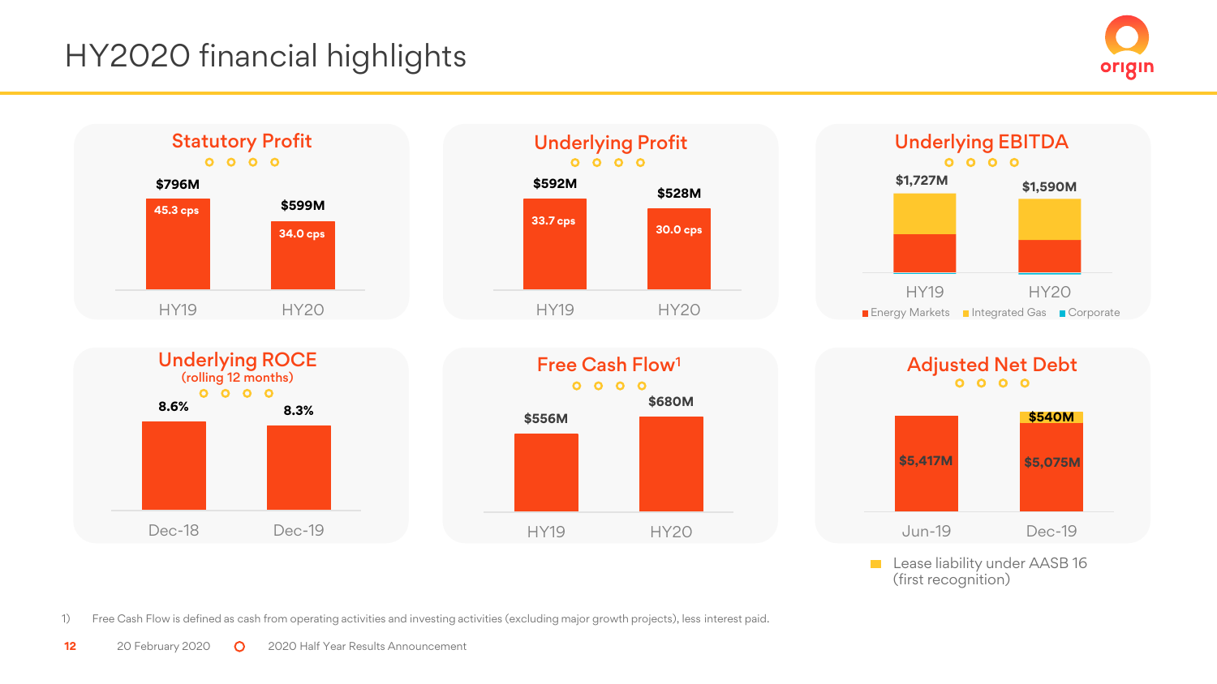# HY2020 financial highlights

### Statutory Profit

| | HY19 | HY20 |
|---|---|---|
| Statutory Profit | $796M | $599M |
| cps | 45.3 cps | 34.0 cps |

### Underlying Profit

| | HY19 | HY20 |
|---|---|---|
| Underlying Profit | $592M | $528M |
| cps | 33.7 cps | 30.0 cps |

### Underlying EBITDA

| | HY19 | HY20 |
|---|---|---|
| Underlying EBITDA | $1,727M | $1,590M |

Energy Markets, Integrated Gas, Corporate

### Underlying ROCE (rolling 12 months)

| Dec-18 | Dec-19 |
|---|---|
| 8.6% | 8.3% |

### Free Cash Flow[1]

| HY19 | HY20 |
|---|---|
| $556M | $680M |

### Adjusted Net Debt

| | Jun-19 | Dec-19 |
|---|---|---|
| Adjusted Net Debt | $5,417M | $5,075M |
| Lease liability under AASB 16 (first recognition) | | $540M |

1) Free Cash Flow is defined as cash from operating activities and investing activities (excluding major growth projects), less interest paid.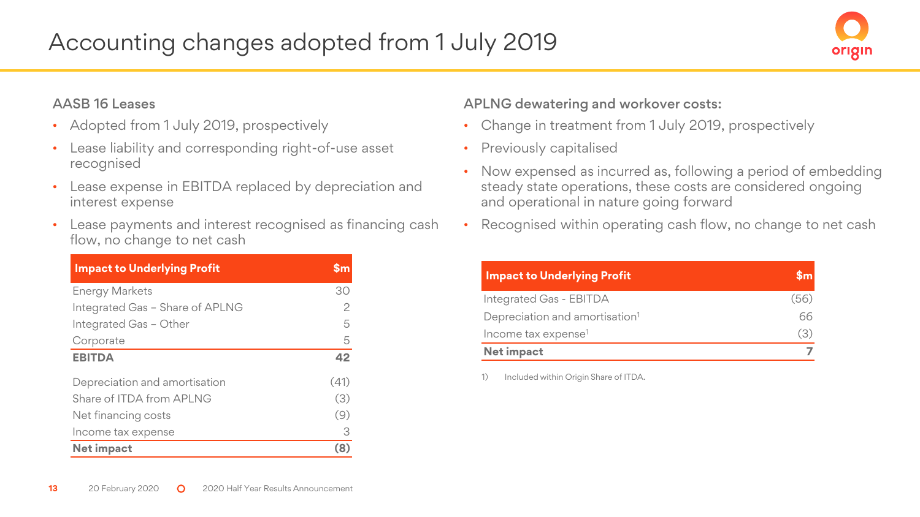# Accounting changes adopted from 1 July 2019

## AASB 16 Leases

- Adopted from 1 July 2019, prospectively
- Lease liability and corresponding right-of-use asset recognised
- Lease expense in EBITDA replaced by depreciation and interest expense
- Lease payments and interest recognised as financing cash flow, no change to net cash

| Impact to Underlying Profit | $m |
|---|---|
| Energy Markets | 30 |
| Integrated Gas – Share of APLNG | 2 |
| Integrated Gas – Other | 5 |
| Corporate | 5 |
| **EBITDA** | **42** |
| Depreciation and amortisation | (41) |
| Share of ITDA from APLNG | (3) |
| Net financing costs | (9) |
| Income tax expense | 3 |
| **Net impact** | **(8)** |

## APLNG dewatering and workover costs:

- Change in treatment from 1 July 2019, prospectively
- Previously capitalised
- Now expensed as incurred as, following a period of embedding steady state operations, these costs are considered ongoing and operational in nature going forward
- Recognised within operating cash flow, no change to net cash

| Impact to Underlying Profit | $m |
|---|---|
| Integrated Gas - EBITDA | (56) |
| Depreciation and amortisation[1] | 66 |
| Income tax expense[1] | (3) |
| **Net impact** | **7** |

1) Included within Origin Share of ITDA.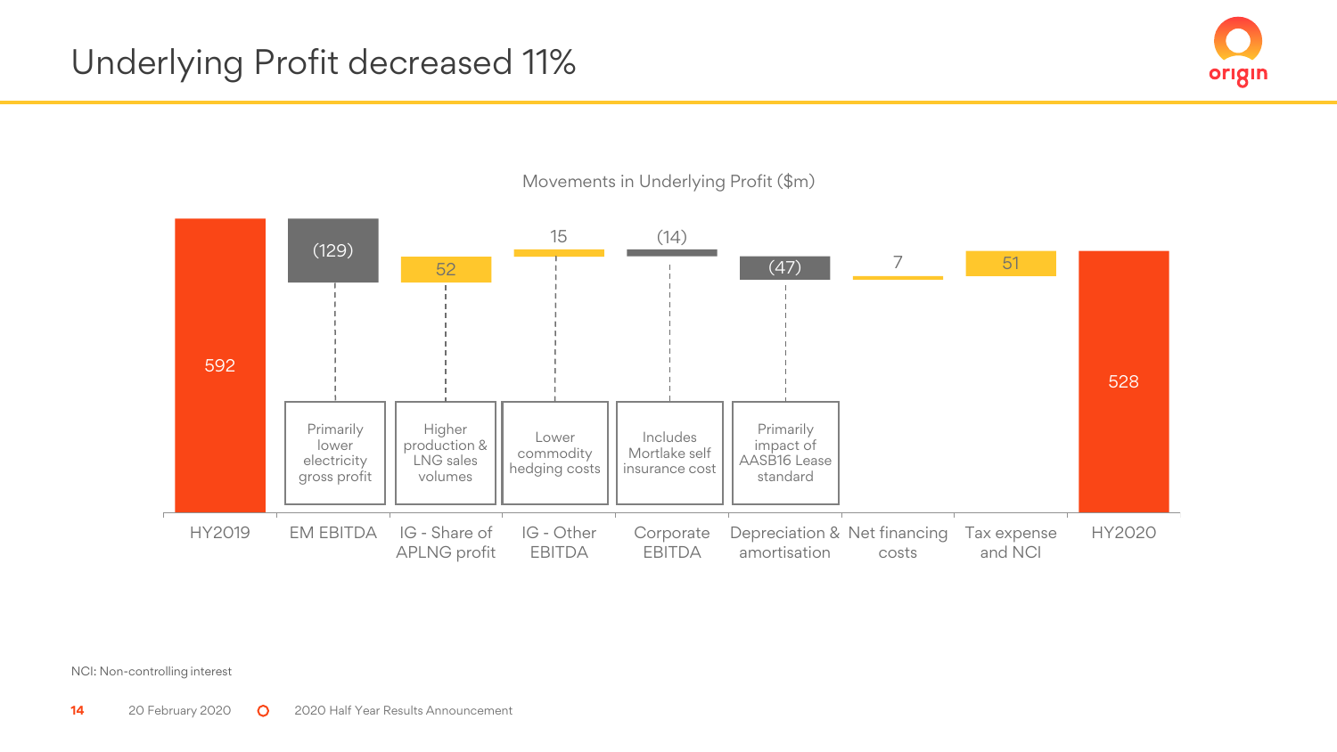# Underlying Profit decreased 11%

Movements in Underlying Profit ($m)

| Item | Movement ($m) | Comment |
|---|---|---|
| HY2019 | 592 | |
| EM EBITDA | (129) | Primarily lower electricity gross profit |
| IG - Share of APLNG profit | 52 | Higher production & LNG sales volumes |
| IG - Other EBITDA | 15 | Lower commodity hedging costs |
| Corporate EBITDA | (14) | Includes Mortlake self insurance cost |
| Depreciation & amortisation | (47) | Primarily impact of AASB16 Lease standard |
| Net financing costs | 7 | |
| Tax expense and NCI | 51 | |
| HY2020 | 528 | |

NCI: Non-controlling interest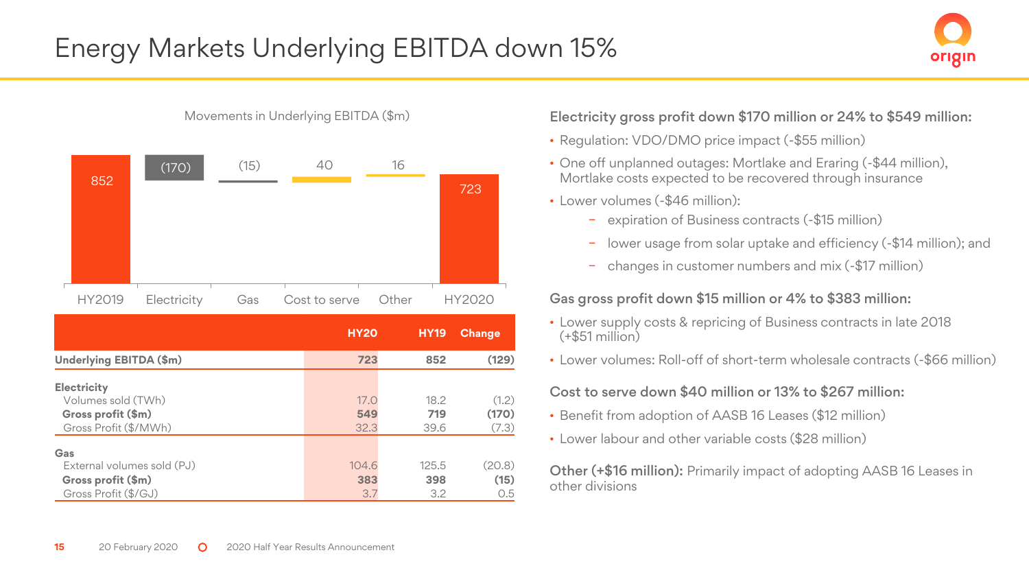# Energy Markets Underlying EBITDA down 15%

Movements in Underlying EBITDA ($m)

| HY2019 | Electricity | Gas | Cost to serve | Other | HY2020 |
|---|---|---|---|---|---|
| 852 | (170) | (15) | 40 | 16 | 723 |

| | HY20 | HY19 | Change |
|---|---|---|---|
| **Underlying EBITDA ($m)** | **723** | **852** | **(129)** |
| **Electricity** | | | |
| Volumes sold (TWh) | 17.0 | 18.2 | (1.2) |
| **Gross profit ($m)** | **549** | **719** | **(170)** |
| Gross Profit ($/MWh) | 32.3 | 39.6 | (7.3) |
| **Gas** | | | |
| External volumes sold (PJ) | 104.6 | 125.5 | (20.8) |
| **Gross profit ($m)** | **383** | **398** | **(15)** |
| Gross Profit ($/GJ) | 3.7 | 3.2 | 0.5 |

**Electricity gross profit down $170 million or 24% to $549 million:**

- Regulation: VDO/DMO price impact (-$55 million)
- One off unplanned outages: Mortlake and Eraring (-$44 million), Mortlake costs expected to be recovered through insurance
- Lower volumes (-$46 million):
  - expiration of Business contracts (-$15 million)
  - lower usage from solar uptake and efficiency (-$14 million); and
  - changes in customer numbers and mix (-$17 million)

**Gas gross profit down $15 million or 4% to $383 million:**

- Lower supply costs & repricing of Business contracts in late 2018 (+$51 million)
- Lower volumes: Roll-off of short-term wholesale contracts (-$66 million)

**Cost to serve down $40 million or 13% to $267 million:**

- Benefit from adoption of AASB 16 Leases ($12 million)
- Lower labour and other variable costs ($28 million)

**Other (+$16 million):** Primarily impact of adopting AASB 16 Leases in other divisions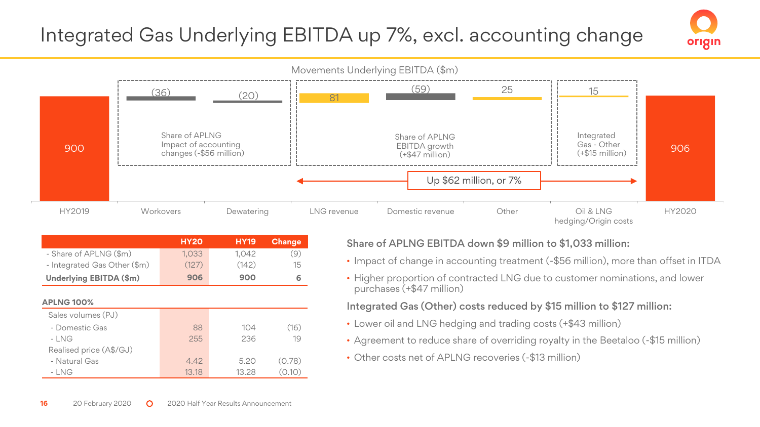# Integrated Gas Underlying EBITDA up 7%, excl. accounting change

Movements Underlying EBITDA ($m)

| | HY2019 | Workovers | Dewatering | LNG revenue | Domestic revenue | Other | Oil & LNG hedging/Origin costs | HY2020 |
|---|---|---|---|---|---|---|---|---|
| | 900 | (36) | (20) | 81 | (59) | 25 | 15 | 906 |

- Share of APLNG Impact of accounting changes (-$56 million)
- Share of APLNG EBITDA growth (+$47 million)
- Integrated Gas - Other (+$15 million)

Up $62 million, or 7%

| | HY20 | HY19 | Change |
|---|---|---|---|
| - Share of APLNG ($m) | 1,033 | 1,042 | (9) |
| - Integrated Gas Other ($m) | (127) | (142) | 15 |
| **Underlying EBITDA ($m)** | **906** | **900** | **6** |
| **APLNG 100%** | | | |
| Sales volumes (PJ) | | | |
| - Domestic Gas | 88 | 104 | (16) |
| - LNG | 255 | 236 | 19 |
| Realised price (A$/GJ) | | | |
| - Natural Gas | 4.42 | 5.20 | (0.78) |
| - LNG | 13.18 | 13.28 | (0.10) |

**Share of APLNG EBITDA down $9 million to $1,033 million:**

- Impact of change in accounting treatment (-$56 million), more than offset in ITDA
- Higher proportion of contracted LNG due to customer nominations, and lower purchases (+$47 million)

**Integrated Gas (Other) costs reduced by $15 million to $127 million:**

- Lower oil and LNG hedging and trading costs (+$43 million)
- Agreement to reduce share of overriding royalty in the Beetaloo (-$15 million)
- Other costs net of APLNG recoveries (-$13 million)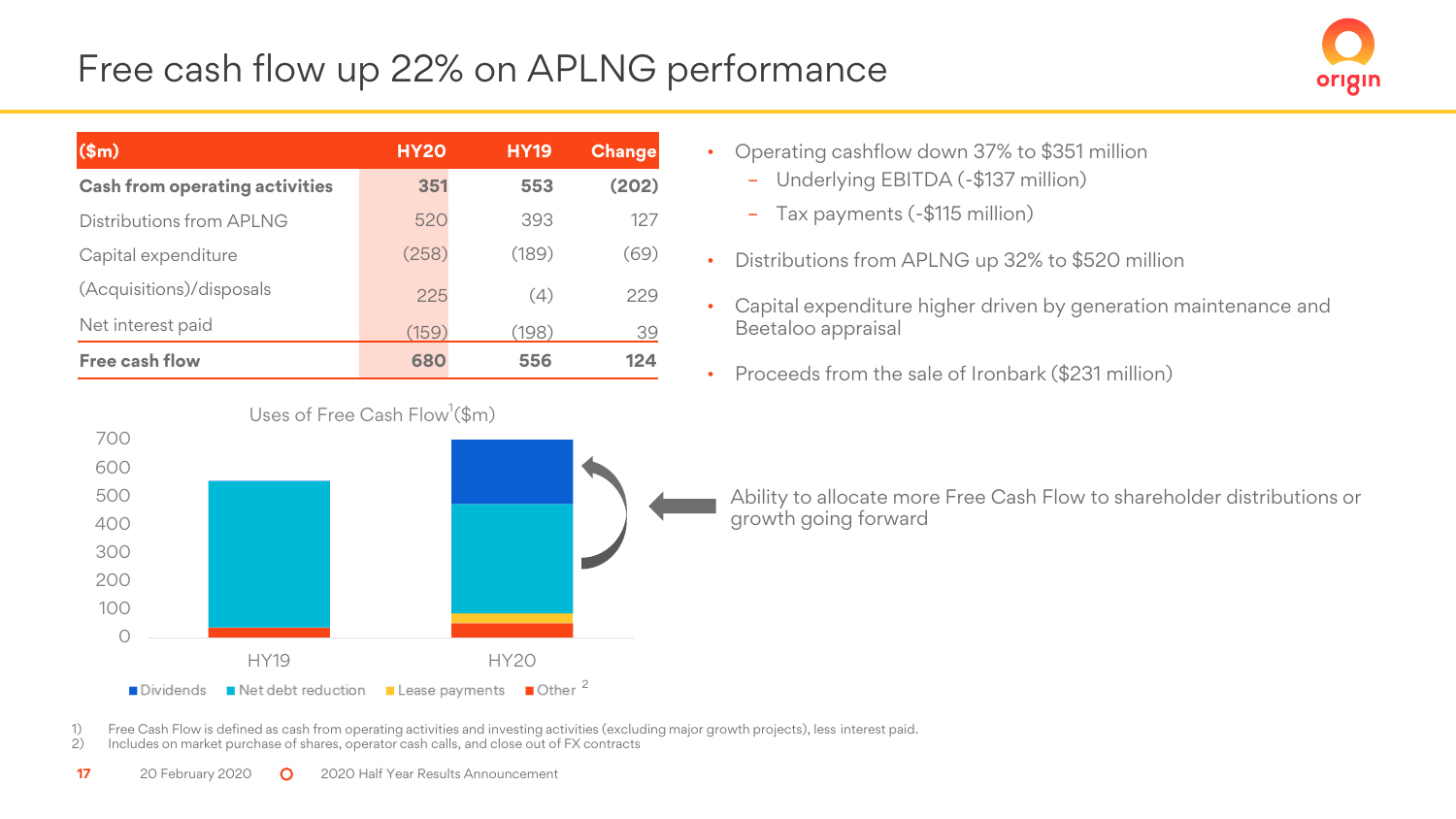# Free cash flow up 22% on APLNG performance

| ($m) | HY20 | HY19 | Change |
|---|---|---|---|
| **Cash from operating activities** | **351** | **553** | **(202)** |
| Distributions from APLNG | 520 | 393 | 127 |
| Capital expenditure | (258) | (189) | (69) |
| (Acquisitions)/disposals | 225 | (4) | 229 |
| Net interest paid | (159) | (198) | 39 |
| **Free cash flow** | **680** | **556** | **124** |

- Operating cashflow down 37% to $351 million
  - Underlying EBITDA (-$137 million)
  - Tax payments (-$115 million)
- Distributions from APLNG up 32% to $520 million
- Capital expenditure higher driven by generation maintenance and Beetaloo appraisal
- Proceeds from the sale of Ironbark ($231 million)

Uses of Free Cash Flow[1] ($m)

Legend: Dividends, Net debt reduction, Lease payments, Other[2]

Ability to allocate more Free Cash Flow to shareholder distributions or growth going forward

1) Free Cash Flow is defined as cash from operating activities and investing activities (excluding major growth projects), less interest paid.
2) Includes on market purchase of shares, operator cash calls, and close out of FX contracts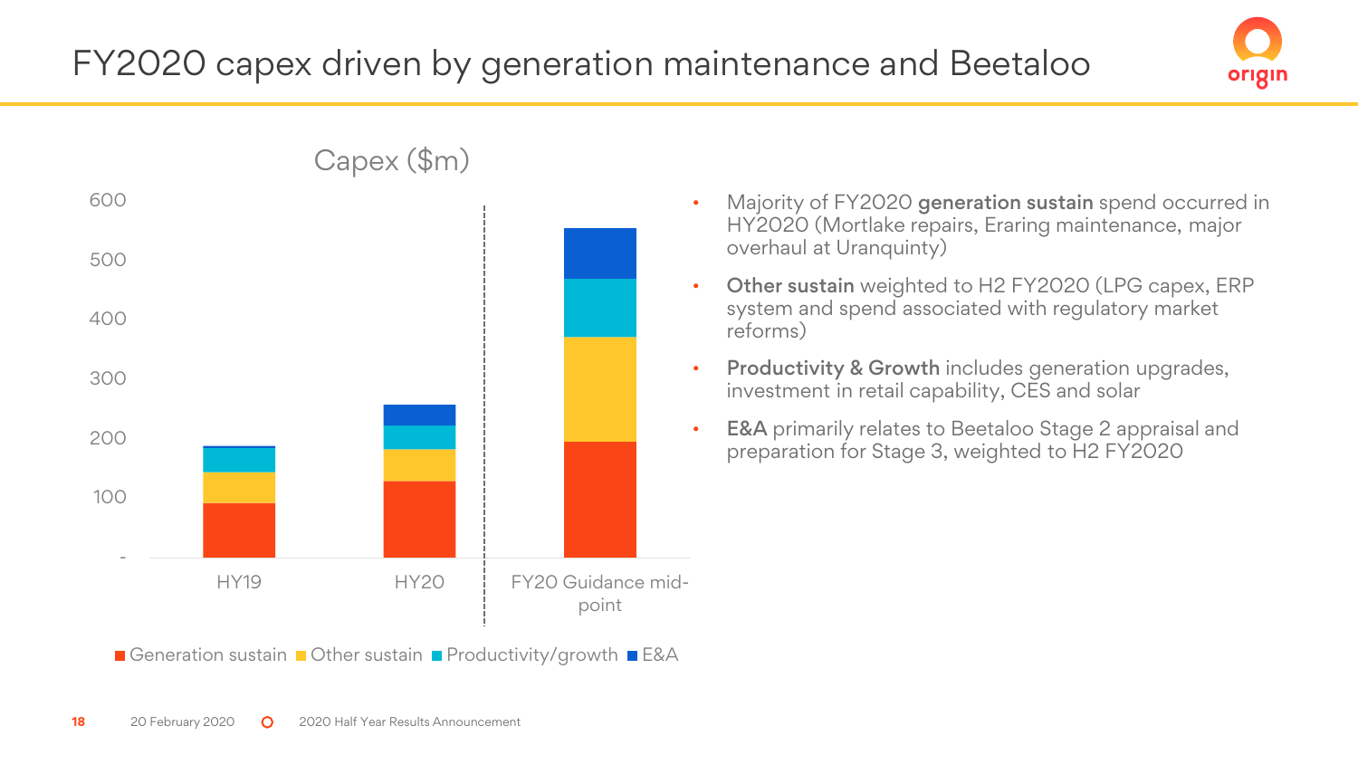# FY2020 capex driven by generation maintenance and Beetaloo

Capex ($m)

600
500
400
300
200
100
-

HY19 | HY20 | FY20 Guidance mid-point

■ Generation sustain ■ Other sustain ■ Productivity/growth ■ E&A

- Majority of FY2020 **generation sustain** spend occurred in HY2020 (Mortlake repairs, Eraring maintenance, major overhaul at Uranquinty)
- **Other sustain** weighted to H2 FY2020 (LPG capex, ERP system and spend associated with regulatory market reforms)
- **Productivity & Growth** includes generation upgrades, investment in retail capability, CES and solar
- **E&A** primarily relates to Beetaloo Stage 2 appraisal and preparation for Stage 3, weighted to H2 FY2020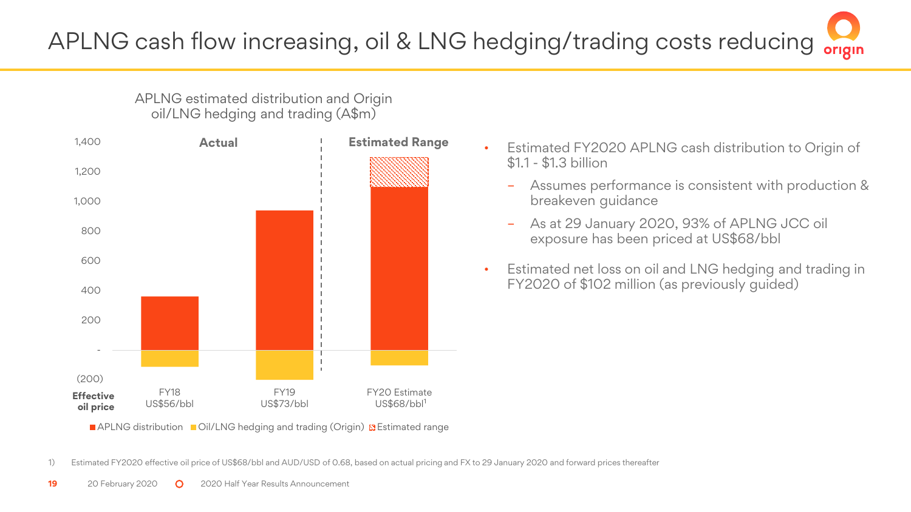# APLNG cash flow increasing, oil & LNG hedging/trading costs reducing

APLNG estimated distribution and Origin oil/LNG hedging and trading (A$m)

| | FY18 | FY19 | FY20 Estimate |
|---|---|---|---|
| | Actual | Actual | Estimated Range |
| Effective oil price | US$56/bbl | US$73/bbl | US$68/bbl[1] |

Legend: APLNG distribution; Oil/LNG hedging and trading (Origin); Estimated range

- Estimated FY2020 APLNG cash distribution to Origin of $1.1 - $1.3 billion
  - Assumes performance is consistent with production & breakeven guidance
  - As at 29 January 2020, 93% of APLNG JCC oil exposure has been priced at US$68/bbl
- Estimated net loss on oil and LNG hedging and trading in FY2020 of $102 million (as previously guided)

1) Estimated FY2020 effective oil price of US$68/bbl and AUD/USD of 0.68, based on actual pricing and FX to 29 January 2020 and forward prices thereafter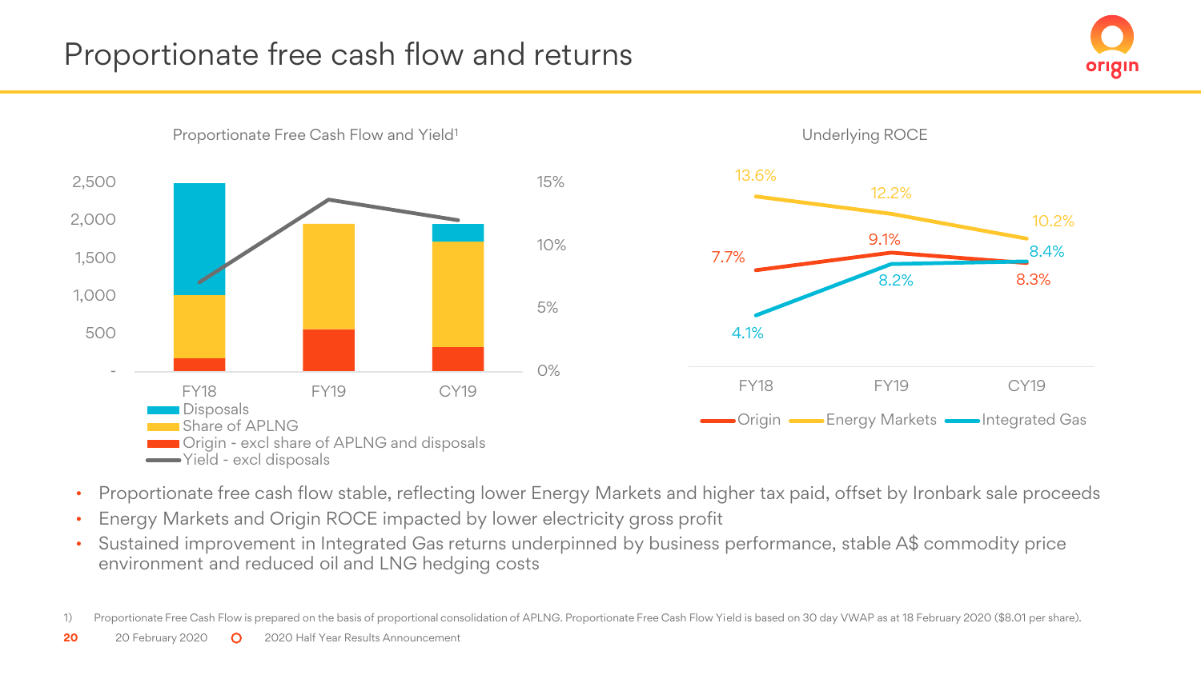# Proportionate free cash flow and returns

Proportionate Free Cash Flow and Yield[1]

| | FY18 | FY19 | CY19 |
|---|---|---|---|

- Disposals
- Share of APLNG
- Origin - excl share of APLNG and disposals
- Yield - excl disposals

Underlying ROCE

| | FY18 | FY19 | CY19 |
|---|---|---|---|
| Origin | 7.7% | 9.1% | 8.3% |
| Energy Markets | 13.6% | 12.2% | 10.2% |
| Integrated Gas | 4.1% | 8.2% | 8.4% |

- Proportionate free cash flow stable, reflecting lower Energy Markets and higher tax paid, offset by Ironbark sale proceeds
- Energy Markets and Origin ROCE impacted by lower electricity gross profit
- Sustained improvement in Integrated Gas returns underpinned by business performance, stable A$ commodity price environment and reduced oil and LNG hedging costs

1) Proportionate Free Cash Flow is prepared on the basis of proportional consolidation of APLNG. Proportionate Free Cash Flow Yield is based on 30 day VWAP as at 18 February 2020 ($8.01 per share).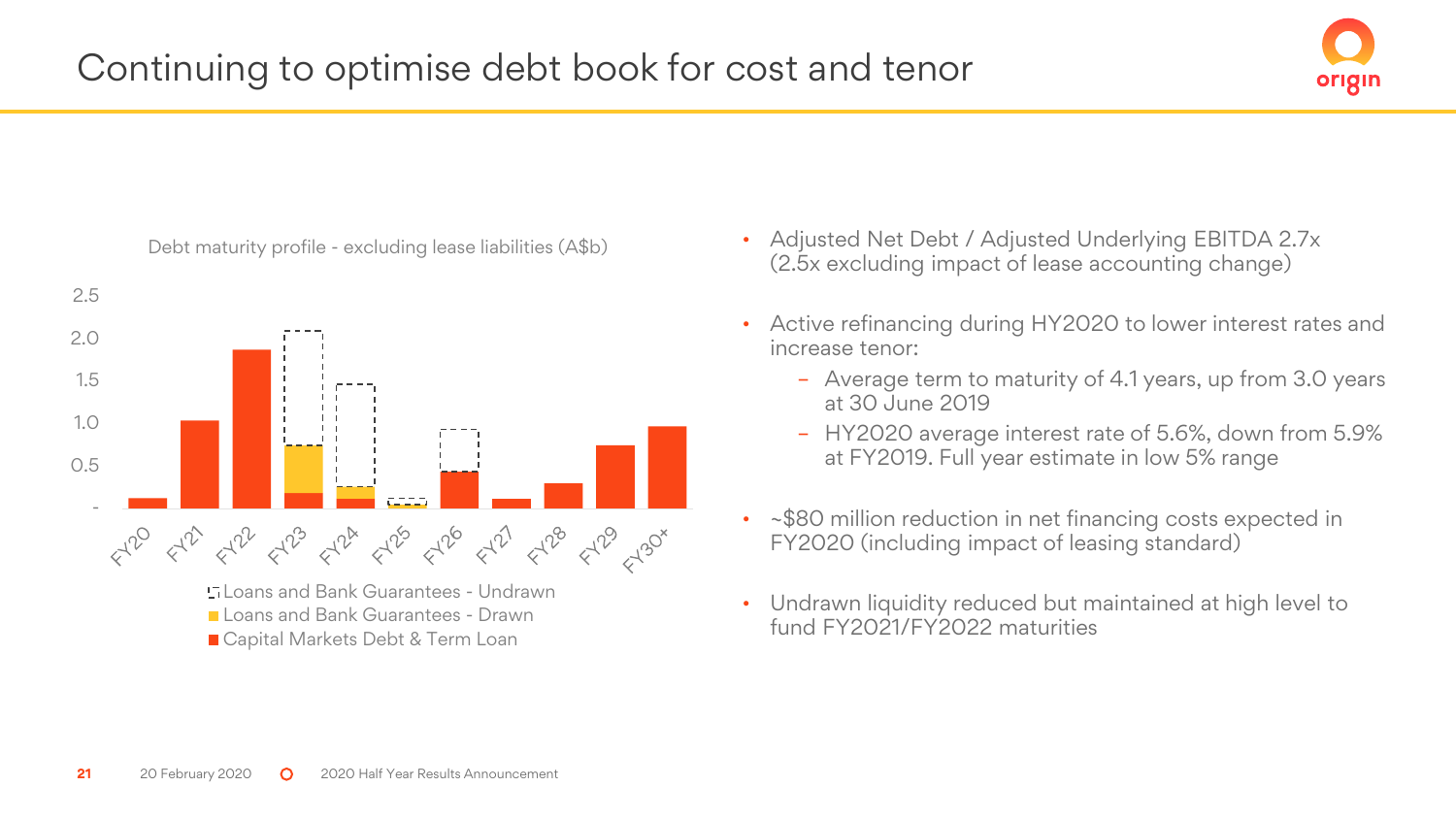# Continuing to optimise debt book for cost and tenor

Debt maturity profile - excluding lease liabilities (A$b)

2.5
2.0
1.5
1.0
0.5
-

FY20 FY21 FY22 FY23 FY24 FY25 FY26 FY27 FY28 FY29 FY30+

Loans and Bank Guarantees - Undrawn
Loans and Bank Guarantees - Drawn
Capital Markets Debt & Term Loan

- Adjusted Net Debt / Adjusted Underlying EBITDA 2.7x (2.5x excluding impact of lease accounting change)
- Active refinancing during HY2020 to lower interest rates and increase tenor:
  - Average term to maturity of 4.1 years, up from 3.0 years at 30 June 2019
  - HY2020 average interest rate of 5.6%, down from 5.9% at FY2019. Full year estimate in low 5% range
- ~$80 million reduction in net financing costs expected in FY2020 (including impact of leasing standard)
- Undrawn liquidity reduced but maintained at high level to fund FY2021/FY2022 maturities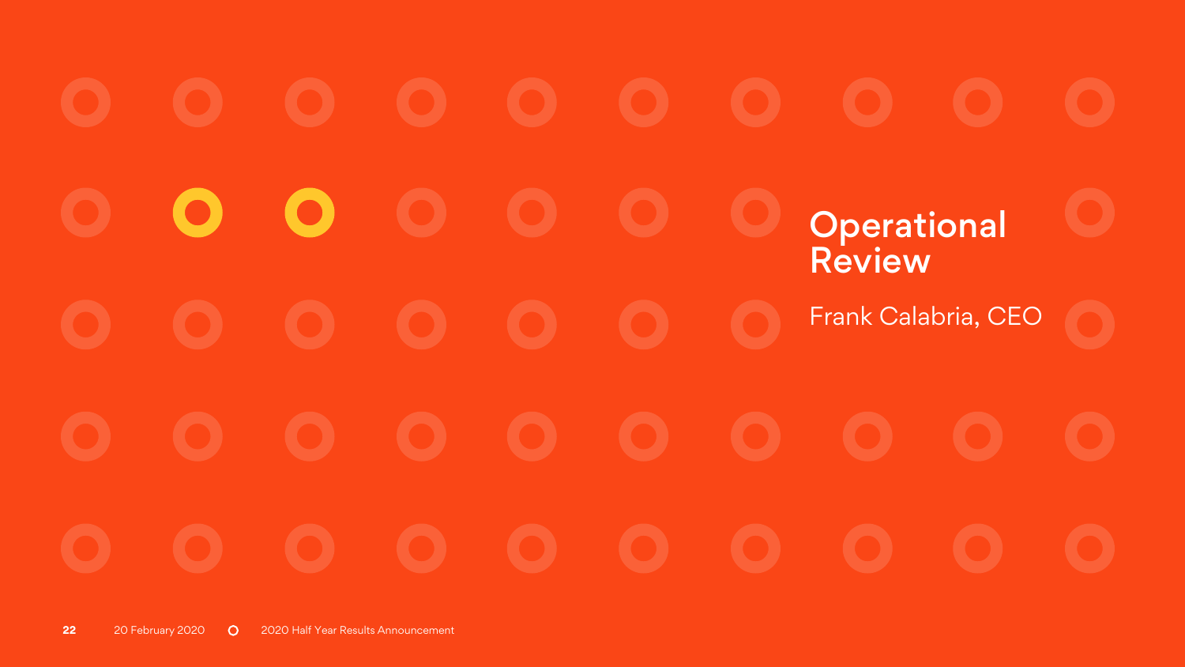# Operational Review

Frank Calabria, CEO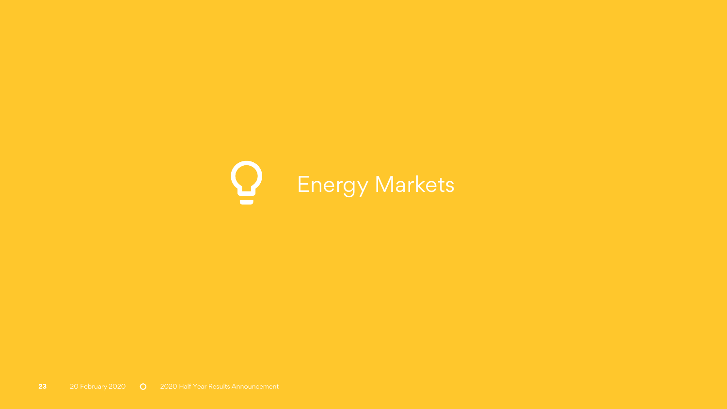# Energy Markets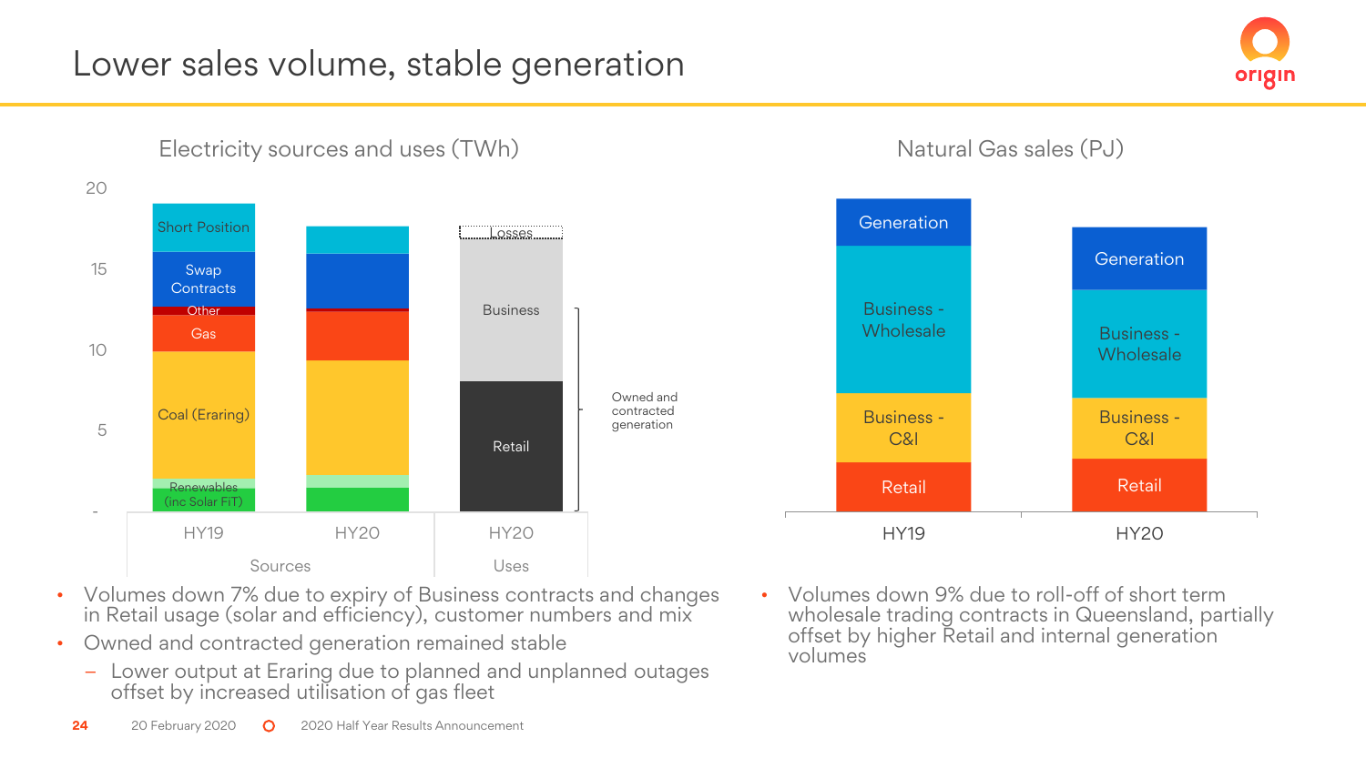# Lower sales volume, stable generation

## Electricity sources and uses (TWh)

20

15

10

5

-

Short Position

Swap Contracts

Other

Gas

Coal (Eraring)

Renewables (inc Solar FiT)

Losses

Business

Retail

Owned and contracted generation

HY19 | HY20 | HY20

Sources | Uses

- Volumes down 7% due to expiry of Business contracts and changes in Retail usage (solar and efficiency), customer numbers and mix
- Owned and contracted generation remained stable
  - Lower output at Eraring due to planned and unplanned outages offset by increased utilisation of gas fleet

## Natural Gas sales (PJ)

Generation

Business - Wholesale

Business - C&I

Retail

HY19 | HY20

- Volumes down 9% due to roll-off of short term wholesale trading contracts in Queensland, partially offset by higher Retail and internal generation volumes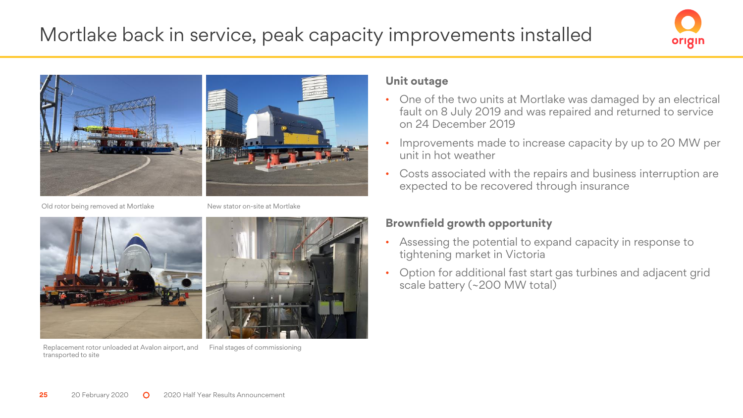# Mortlake back in service, peak capacity improvements installed

Old rotor being removed at Mortlake

New stator on-site at Mortlake

Replacement rotor unloaded at Avalon airport, and transported to site

Final stages of commissioning

## Unit outage

- One of the two units at Mortlake was damaged by an electrical fault on 8 July 2019 and was repaired and returned to service on 24 December 2019
- Improvements made to increase capacity by up to 20 MW per unit in hot weather
- Costs associated with the repairs and business interruption are expected to be recovered through insurance

## Brownfield growth opportunity

- Assessing the potential to expand capacity in response to tightening market in Victoria
- Option for additional fast start gas turbines and adjacent grid scale battery (~200 MW total)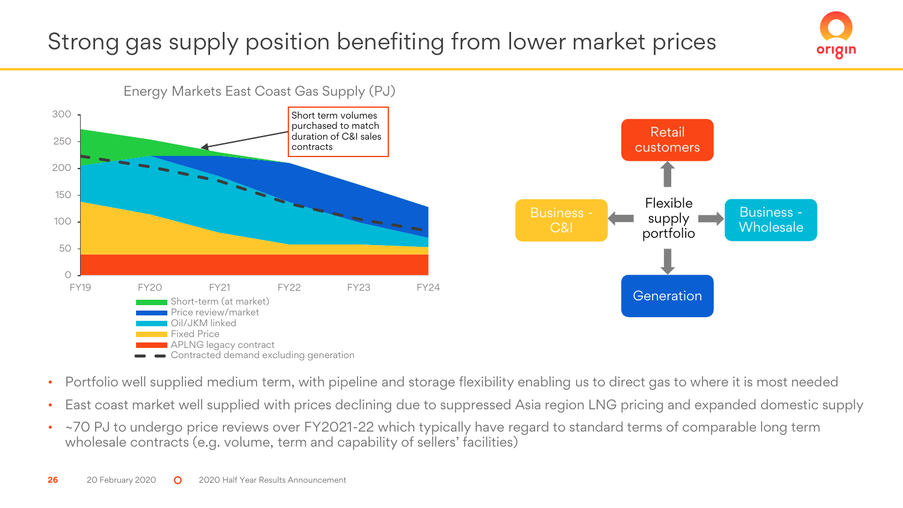# Strong gas supply position benefiting from lower market prices

**Energy Markets East Coast Gas Supply (PJ)**

Short term volumes purchased to match duration of C&I sales contracts

- Short-term (at market)
- Price review/market
- Oil/JKM linked
- Fixed Price
- APLNG legacy contract
- Contracted demand excluding generation

Flexible supply portfolio → Retail customers, Business - C&I, Business - Wholesale, Generation

- Portfolio well supplied medium term, with pipeline and storage flexibility enabling us to direct gas to where it is most needed
- East coast market well supplied with prices declining due to suppressed Asia region LNG pricing and expanded domestic supply
- ~70 PJ to undergo price reviews over FY2021-22 which typically have regard to standard terms of comparable long term wholesale contracts (e.g. volume, term and capability of sellers' facilities)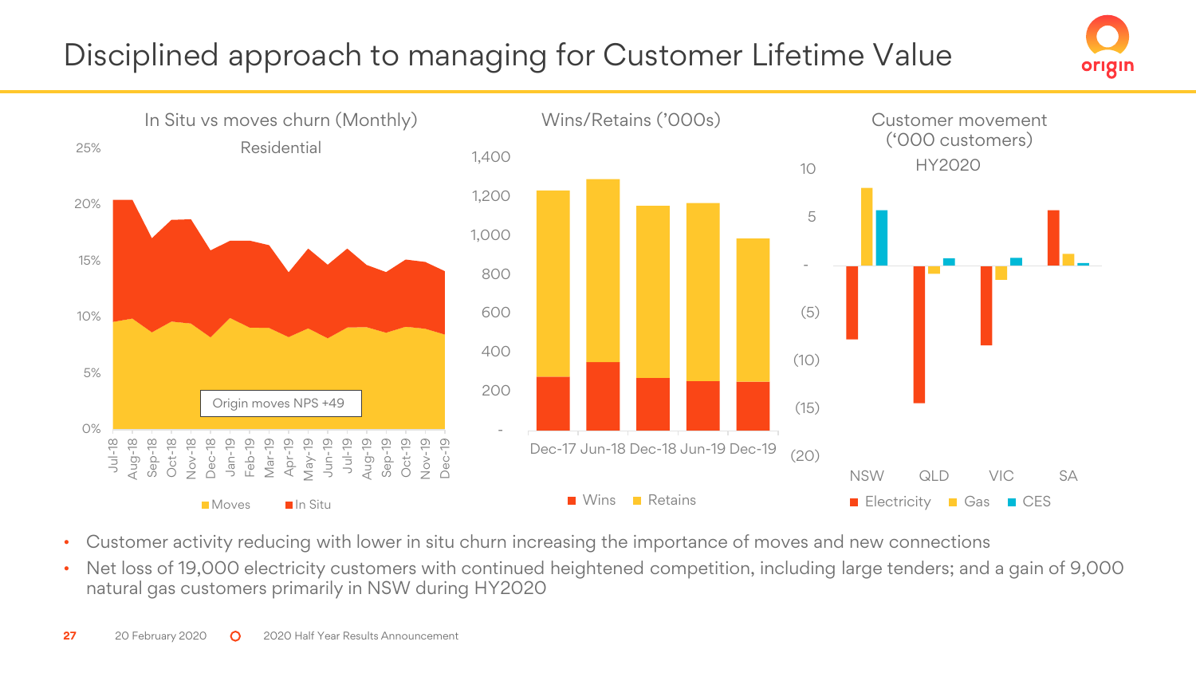# Disciplined approach to managing for Customer Lifetime Value

In Situ vs moves churn (Monthly)

Residential

Origin moves NPS +49

Moves | In Situ

Wins/Retains ('000s)

Wins | Retains

Customer movement ('000 customers) HY2020

Electricity | Gas | CES

- Customer activity reducing with lower in situ churn increasing the importance of moves and new connections
- Net loss of 19,000 electricity customers with continued heightened competition, including large tenders; and a gain of 9,000 natural gas customers primarily in NSW during HY2020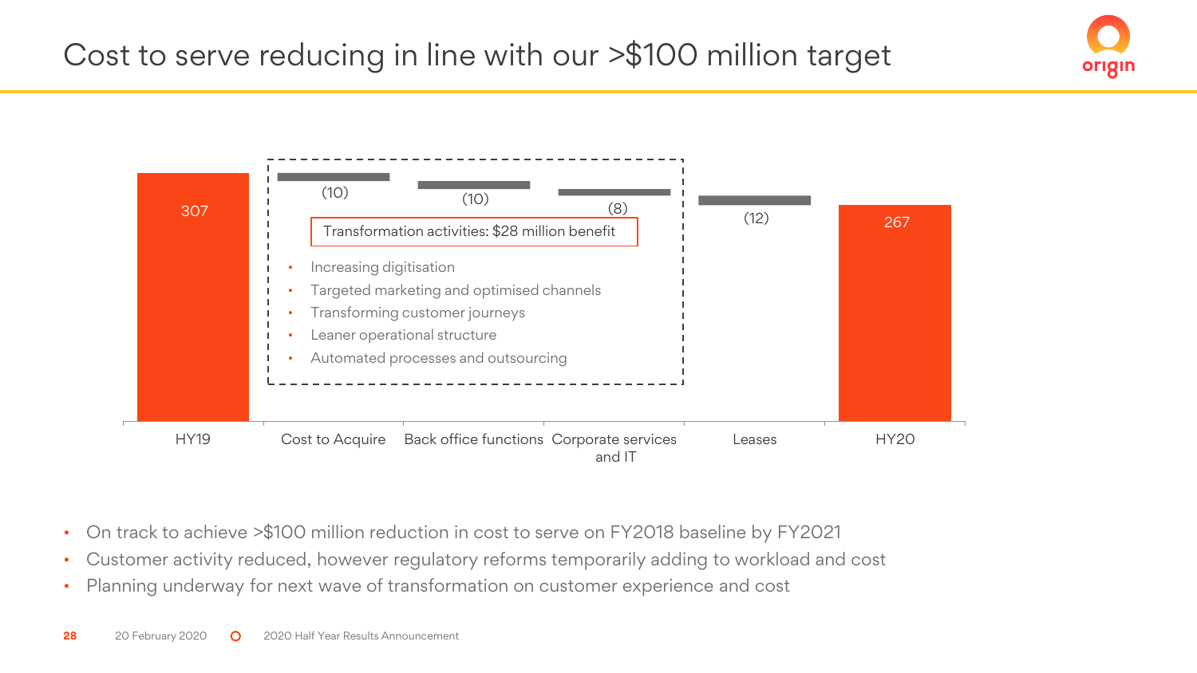# Cost to serve reducing in line with our >$100 million target

| HY19 | Cost to Acquire | Back office functions | Corporate services and IT | Leases | HY20 |
|---|---|---|---|---|---|
| 307 | (10) | (10) | (8) | (12) | 267 |

**Transformation activities: $28 million benefit**

- Increasing digitisation
- Targeted marketing and optimised channels
- Transforming customer journeys
- Leaner operational structure
- Automated processes and outsourcing

---

- On track to achieve >$100 million reduction in cost to serve on FY2018 baseline by FY2021
- Customer activity reduced, however regulatory reforms temporarily adding to workload and cost
- Planning underway for next wave of transformation on customer experience and cost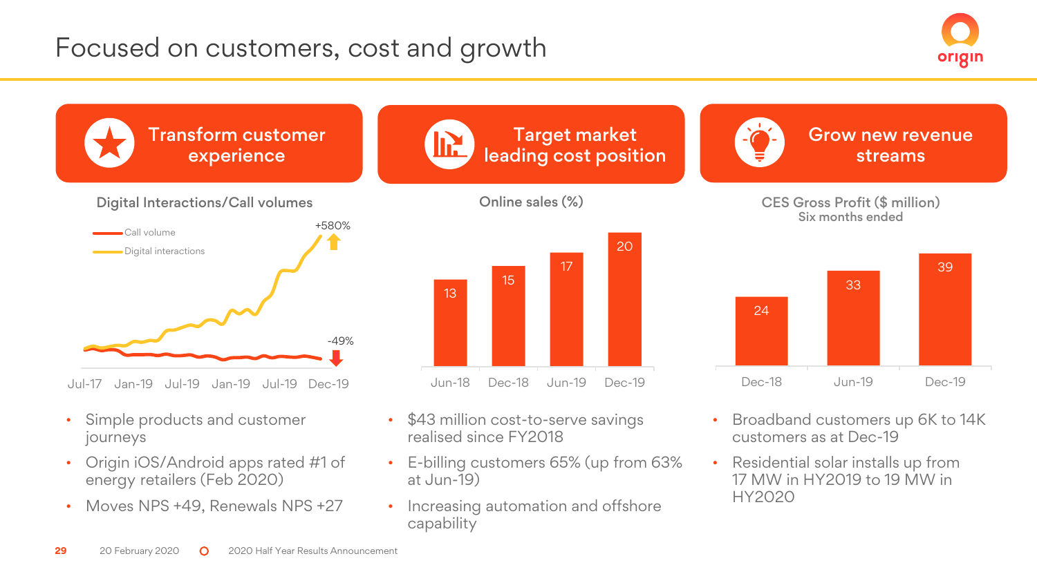# Focused on customers, cost and growth

## Transform customer experience

**Digital Interactions/Call volumes**

- Call volume: -49%
- Digital interactions: +580%

Jul-17 | Jan-19 | Jul-19 | Jan-19 | Jul-19 | Dec-19

- Simple products and customer journeys
- Origin iOS/Android apps rated #1 of energy retailers (Feb 2020)
- Moves NPS +49, Renewals NPS +27

## Target market leading cost position

**Online sales (%)**

| Jun-18 | Dec-18 | Jun-19 | Dec-19 |
|---|---|---|---|
| 13 | 15 | 17 | 20 |

- $43 million cost-to-serve savings realised since FY2018
- E-billing customers 65% (up from 63% at Jun-19)
- Increasing automation and offshore capability

## Grow new revenue streams

**CES Gross Profit ($ million)**
Six months ended

| Dec-18 | Jun-19 | Dec-19 |
|---|---|---|
| 24 | 33 | 39 |

- Broadband customers up 6K to 14K customers as at Dec-19
- Residential solar installs up from 17 MW in HY2019 to 19 MW in HY2020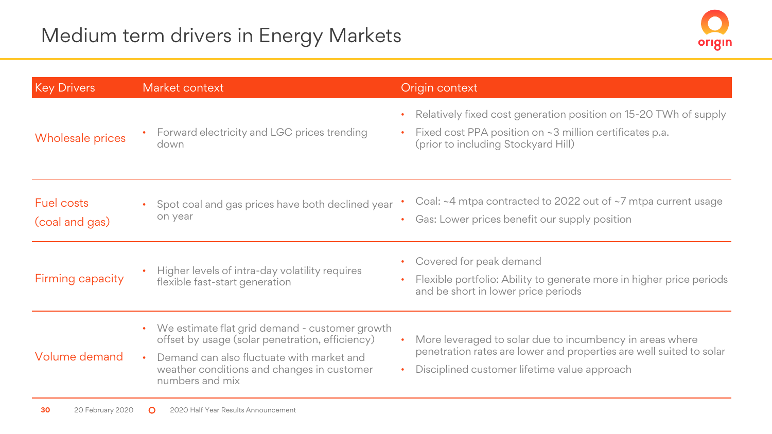# Medium term drivers in Energy Markets

| Key Drivers | Market context | Origin context |
|---|---|---|
| Wholesale prices | • Forward electricity and LGC prices trending down | • Relatively fixed cost generation position on 15-20 TWh of supply<br>• Fixed cost PPA position on ~3 million certificates p.a. (prior to including Stockyard Hill) |
| Fuel costs (coal and gas) | • Spot coal and gas prices have both declined year on year | • Coal: ~4 mtpa contracted to 2022 out of ~7 mtpa current usage<br>• Gas: Lower prices benefit our supply position |
| Firming capacity | • Higher levels of intra-day volatility requires flexible fast-start generation | • Covered for peak demand<br>• Flexible portfolio: Ability to generate more in higher price periods and be short in lower price periods |
| Volume demand | • We estimate flat grid demand - customer growth offset by usage (solar penetration, efficiency)<br>• Demand can also fluctuate with market and weather conditions and changes in customer numbers and mix | • More leveraged to solar due to incumbency in areas where penetration rates are lower and properties are well suited to solar<br>• Disciplined customer lifetime value approach |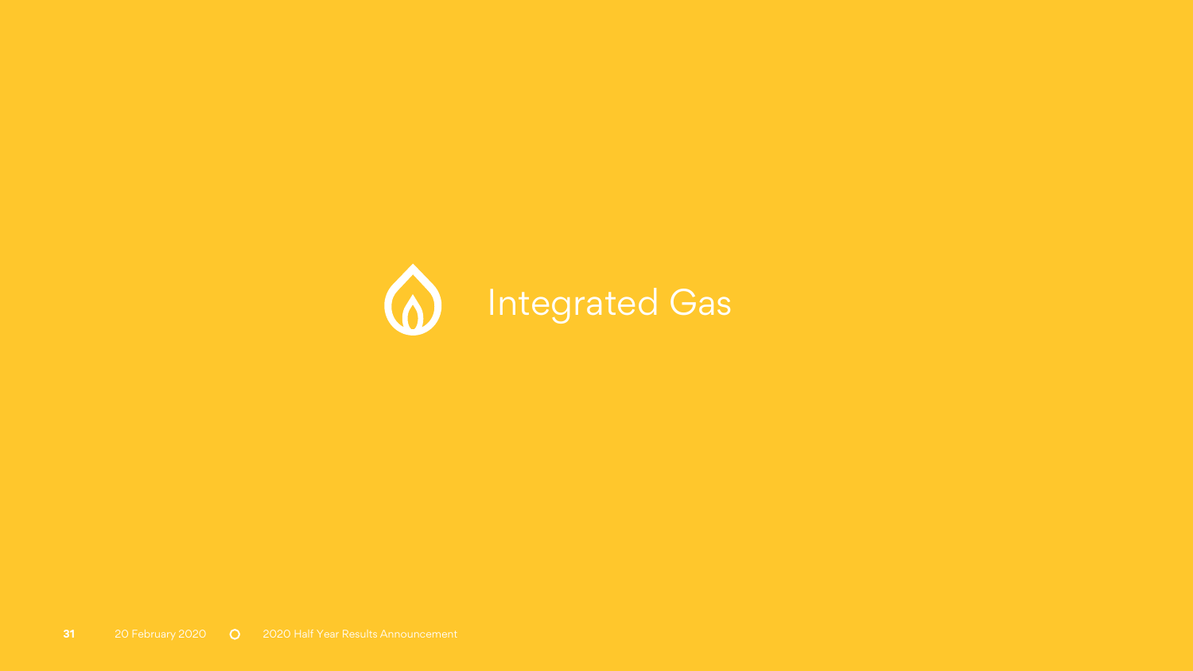# Integrated Gas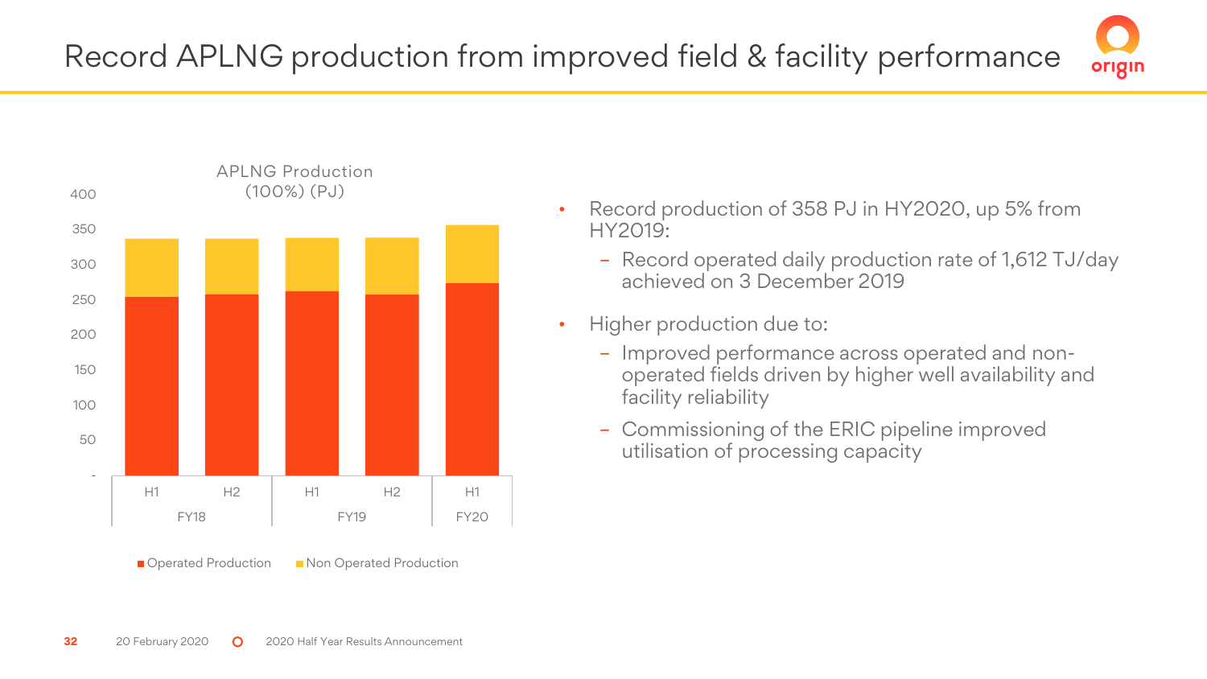# Record APLNG production from improved field & facility performance

APLNG Production (100%) (PJ)

Operated Production | Non Operated Production

FY18: H1, H2 | FY19: H1, H2 | FY20: H1

- Record production of 358 PJ in HY2020, up 5% from HY2019:
  - Record operated daily production rate of 1,612 TJ/day achieved on 3 December 2019
- Higher production due to:
  - Improved performance across operated and non-operated fields driven by higher well availability and facility reliability
  - Commissioning of the ERIC pipeline improved utilisation of processing capacity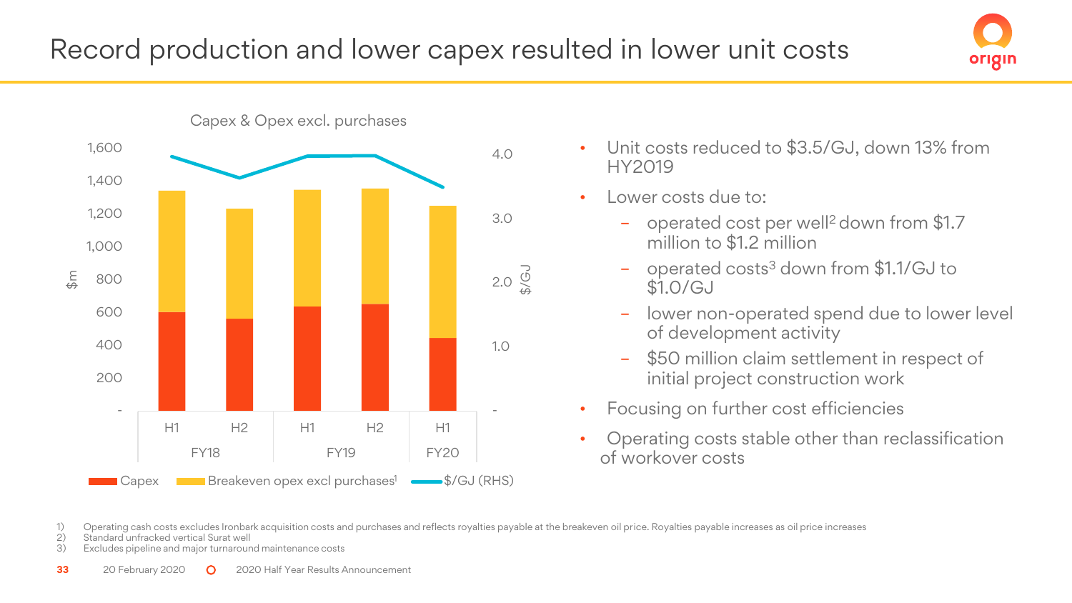# Record production and lower capex resulted in lower unit costs

Capex & Opex excl. purchases

- Unit costs reduced to \$3.5/GJ, down 13% from HY2019
- Lower costs due to:
  - operated cost per well[2] down from \$1.7 million to \$1.2 million
  - operated costs[3] down from \$1.1/GJ to \$1.0/GJ
  - lower non-operated spend due to lower level of development activity
  - \$50 million claim settlement in respect of initial project construction work
- Focusing on further cost efficiencies
- Operating costs stable other than reclassification of workover costs

1) Operating cash costs excludes Ironbark acquisition costs and purchases and reflects royalties payable at the breakeven oil price. Royalties payable increases as oil price increases
2) Standard unfracked vertical Surat well
3) Excludes pipeline and major turnaround maintenance costs

20 February 2020 | 2020 Half Year Results Announcement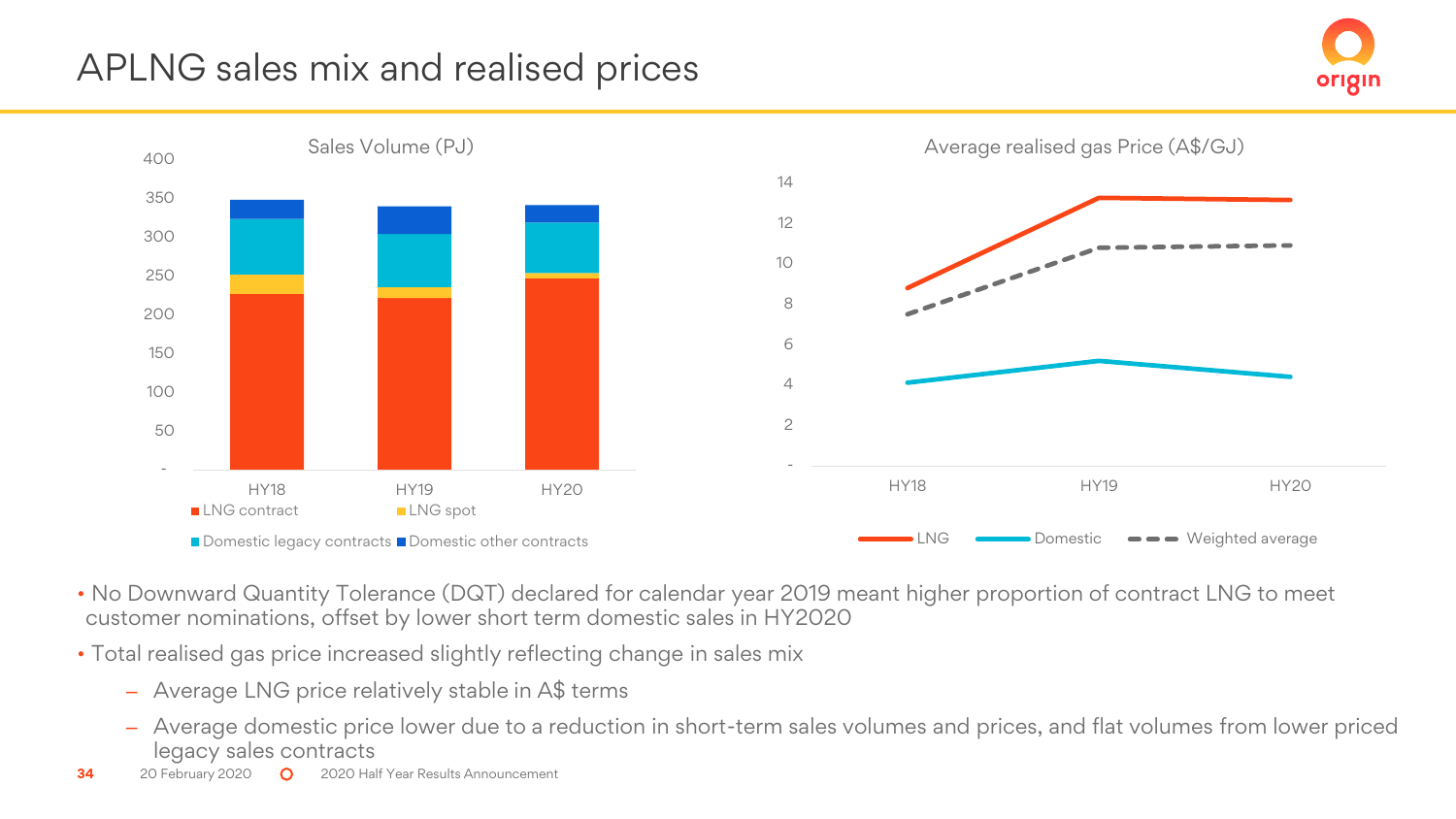# APLNG sales mix and realised prices

Sales Volume (PJ)

Legend: LNG contract, LNG spot, Domestic legacy contracts, Domestic other contracts

Average realised gas Price (A$/GJ)

Legend: LNG, Domestic, Weighted average

- No Downward Quantity Tolerance (DQT) declared for calendar year 2019 meant higher proportion of contract LNG to meet customer nominations, offset by lower short term domestic sales in HY2020
- Total realised gas price increased slightly reflecting change in sales mix
  - Average LNG price relatively stable in A$ terms
  - Average domestic price lower due to a reduction in short-term sales volumes and prices, and flat volumes from lower priced legacy sales contracts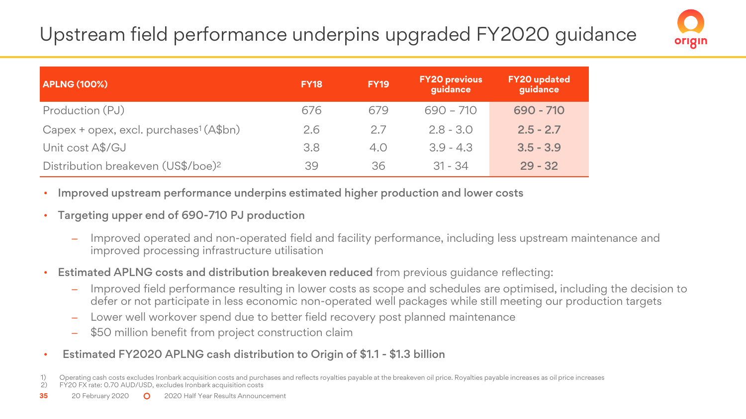# Upstream field performance underpins upgraded FY2020 guidance

| APLNG (100%) | FY18 | FY19 | FY20 previous guidance | FY20 updated guidance |
|---|---|---|---|---|
| Production (PJ) | 676 | 679 | 690 – 710 | **690 - 710** |
| Capex + opex, excl. purchases[1] (A$bn) | 2.6 | 2.7 | 2.8 - 3.0 | **2.5 - 2.7** |
| Unit cost A$/GJ | 3.8 | 4.0 | 3.9 - 4.3 | **3.5 - 3.9** |
| Distribution breakeven (US$/boe)[2] | 39 | 36 | 31 - 34 | **29 - 32** |

- **Improved upstream performance underpins estimated higher production and lower costs**
- **Targeting upper end of 690-710 PJ production**
  - Improved operated and non-operated field and facility performance, including less upstream maintenance and improved processing infrastructure utilisation
- **Estimated APLNG costs and distribution breakeven reduced** from previous guidance reflecting:
  - Improved field performance resulting in lower costs as scope and schedules are optimised, including the decision to defer or not participate in less economic non-operated well packages while still meeting our production targets
  - Lower well workover spend due to better field recovery post planned maintenance
  - $50 million benefit from project construction claim
- **Estimated FY2020 APLNG cash distribution to Origin of $1.1 - $1.3 billion**

1) Operating cash costs excludes Ironbark acquisition costs and purchases and reflects royalties payable at the breakeven oil price. Royalties payable increases as oil price increases
2) FY20 FX rate: 0.70 AUD/USD, excludes Ironbark acquisition costs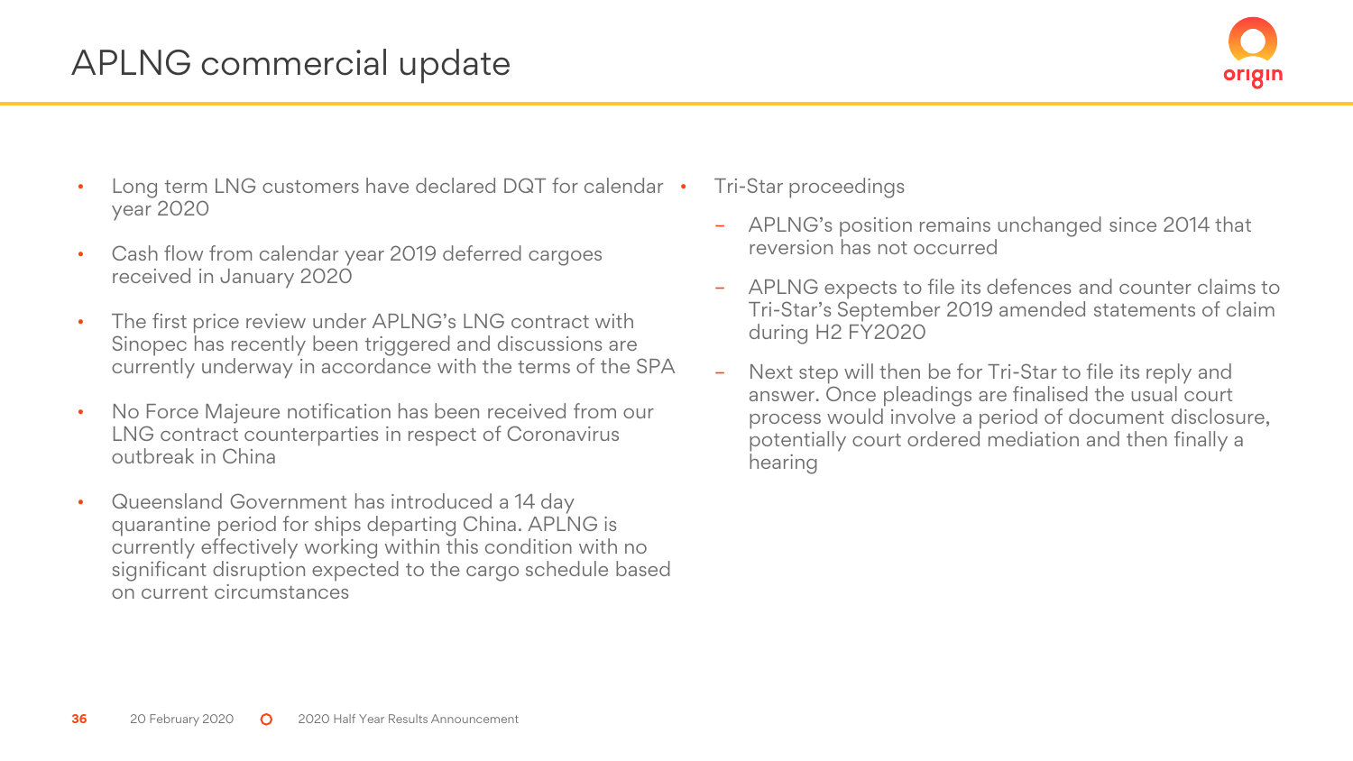# APLNG commercial update

- Long term LNG customers have declared DQT for calendar year 2020
- Cash flow from calendar year 2019 deferred cargoes received in January 2020
- The first price review under APLNG's LNG contract with Sinopec has recently been triggered and discussions are currently underway in accordance with the terms of the SPA
- No Force Majeure notification has been received from our LNG contract counterparties in respect of Coronavirus outbreak in China
- Queensland Government has introduced a 14 day quarantine period for ships departing China. APLNG is currently effectively working within this condition with no significant disruption expected to the cargo schedule based on current circumstances
- Tri-Star proceedings
  - APLNG's position remains unchanged since 2014 that reversion has not occurred
  - APLNG expects to file its defences and counter claims to Tri-Star's September 2019 amended statements of claim during H2 FY2020
  - Next step will then be for Tri-Star to file its reply and answer. Once pleadings are finalised the usual court process would involve a period of document disclosure, potentially court ordered mediation and then finally a hearing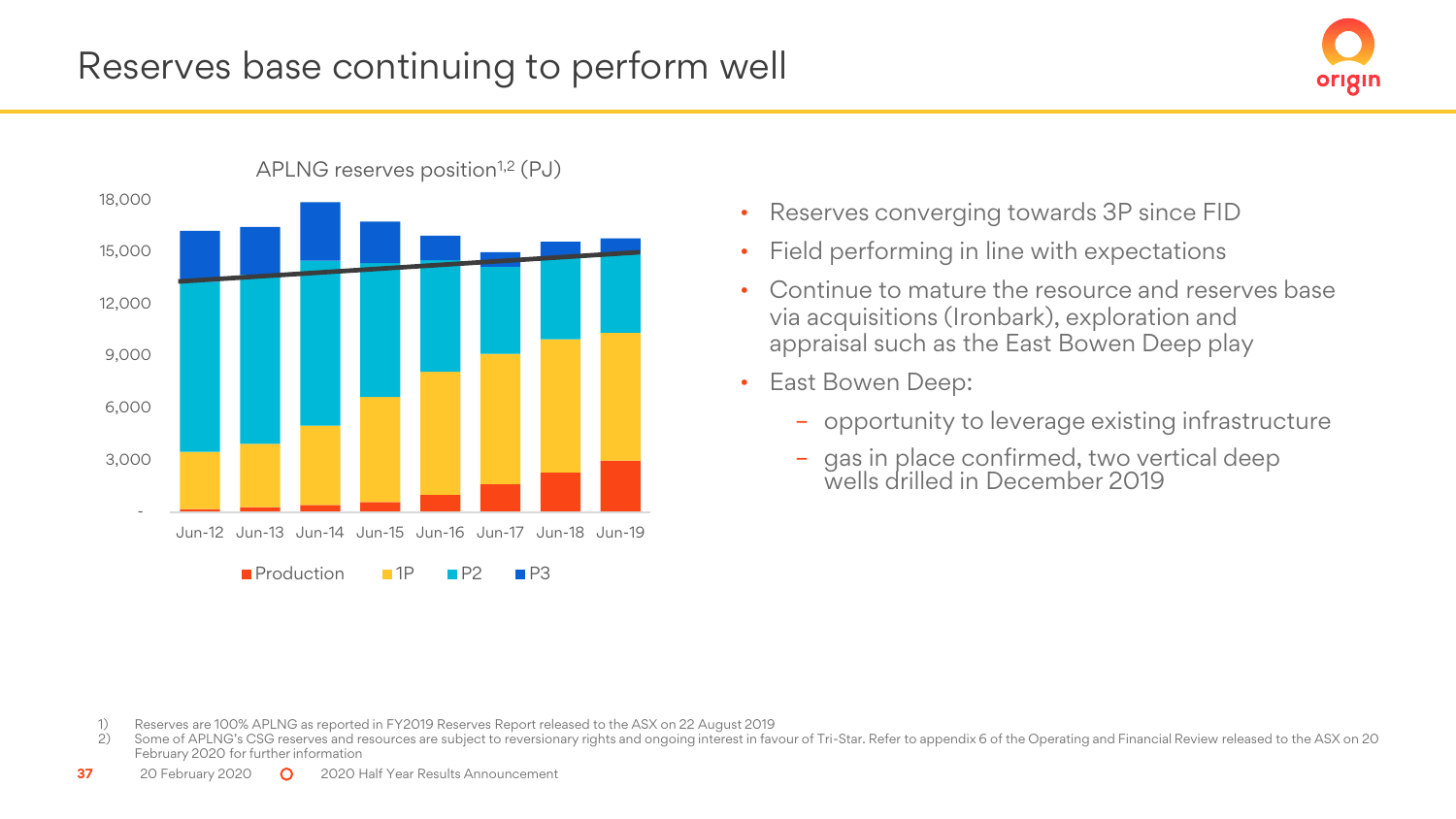# Reserves base continuing to perform well

APLNG reserves position[1,2] (PJ)

- Reserves converging towards 3P since FID
- Field performing in line with expectations
- Continue to mature the resource and reserves base via acquisitions (Ironbark), exploration and appraisal such as the East Bowen Deep play
- East Bowen Deep:
  - opportunity to leverage existing infrastructure
  - gas in place confirmed, two vertical deep wells drilled in December 2019

1) Reserves are 100% APLNG as reported in FY2019 Reserves Report released to the ASX on 22 August 2019
2) Some of APLNG's CSG reserves and resources are subject to reversionary rights and ongoing interest in favour of Tri-Star. Refer to appendix 6 of the Operating and Financial Review released to the ASX on 20 February 2020 for further information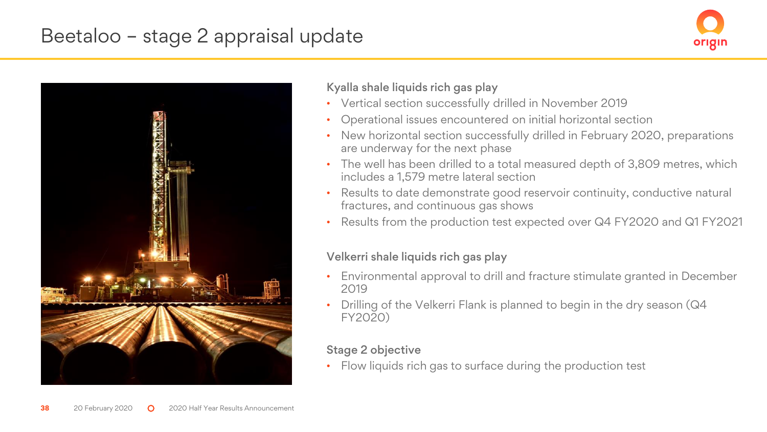# Beetaloo – stage 2 appraisal update

### Kyalla shale liquids rich gas play

- Vertical section successfully drilled in November 2019
- Operational issues encountered on initial horizontal section
- New horizontal section successfully drilled in February 2020, preparations are underway for the next phase
- The well has been drilled to a total measured depth of 3,809 metres, which includes a 1,579 metre lateral section
- Results to date demonstrate good reservoir continuity, conductive natural fractures, and continuous gas shows
- Results from the production test expected over Q4 FY2020 and Q1 FY2021

### Velkerri shale liquids rich gas play

- Environmental approval to drill and fracture stimulate granted in December 2019
- Drilling of the Velkerri Flank is planned to begin in the dry season (Q4 FY2020)

### Stage 2 objective

- Flow liquids rich gas to surface during the production test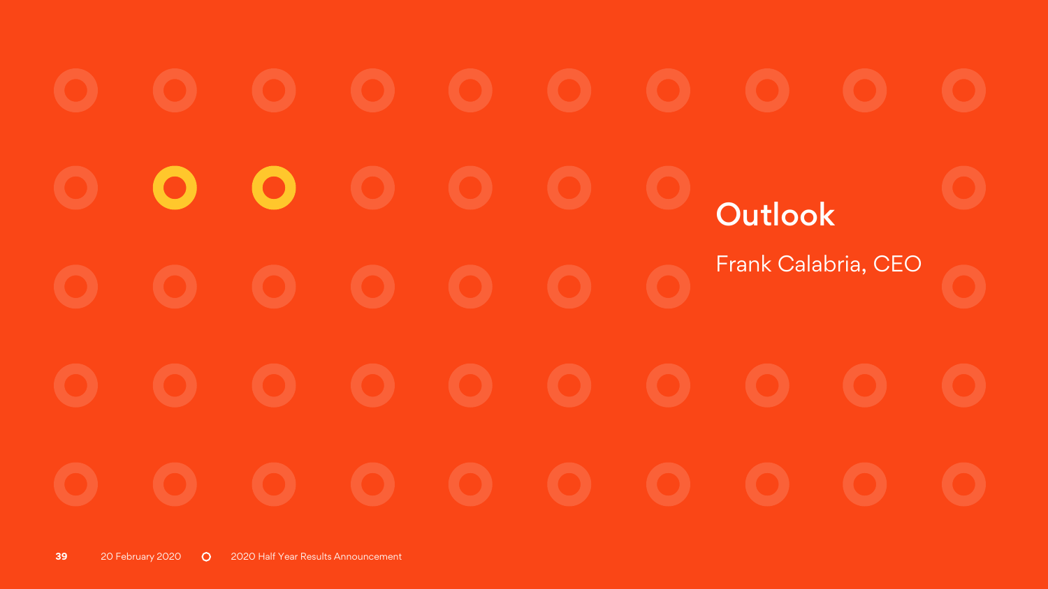# Outlook

Frank Calabria, CEO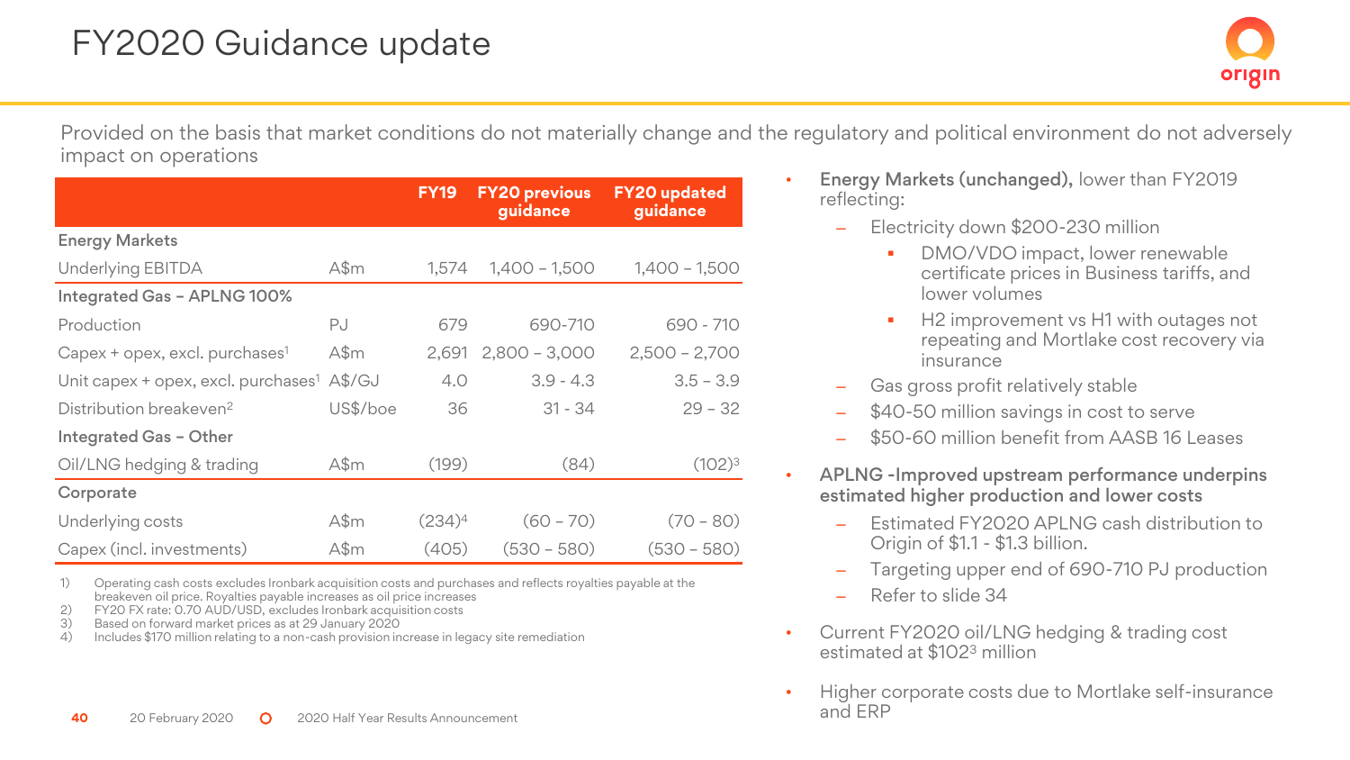# FY2020 Guidance update

Provided on the basis that market conditions do not materially change and the regulatory and political environment do not adversely impact on operations

| | | FY19 | FY20 previous guidance | FY20 updated guidance |
|---|---|---|---|---|
| **Energy Markets** | | | | |
| Underlying EBITDA | A$m | 1,574 | 1,400 – 1,500 | 1,400 – 1,500 |
| **Integrated Gas – APLNG 100%** | | | | |
| Production | PJ | 679 | 690-710 | 690 - 710 |
| Capex + opex, excl. purchases[1] | A$m | 2,691 | 2,800 – 3,000 | 2,500 – 2,700 |
| Unit capex + opex, excl. purchases[1] | A$/GJ | 4.0 | 3.9 - 4.3 | 3.5 – 3.9 |
| Distribution breakeven[2] | US$/boe | 36 | 31 - 34 | 29 – 32 |
| **Integrated Gas – Other** | | | | |
| Oil/LNG hedging & trading | A$m | (199) | (84) | (102)[3] |
| **Corporate** | | | | |
| Underlying costs | A$m | (234)[4] | (60 – 70) | (70 – 80) |
| Capex (incl. investments) | A$m | (405) | (530 – 580) | (530 – 580) |

1) Operating cash costs excludes Ironbark acquisition costs and purchases and reflects royalties payable at the breakeven oil price. Royalties payable increases as oil price increases
2) FY20 FX rate: 0.70 AUD/USD, excludes Ironbark acquisition costs
3) Based on forward market prices as at 29 January 2020
4) Includes $170 million relating to a non-cash provision increase in legacy site remediation

- **Energy Markets (unchanged),** lower than FY2019 reflecting:
  - Electricity down $200-230 million
    - DMO/VDO impact, lower renewable certificate prices in Business tariffs, and lower volumes
    - H2 improvement vs H1 with outages not repeating and Mortlake cost recovery via insurance
  - Gas gross profit relatively stable
  - $40-50 million savings in cost to serve
  - $50-60 million benefit from AASB 16 Leases
- **APLNG -Improved upstream performance underpins estimated higher production and lower costs**
  - Estimated FY2020 APLNG cash distribution to Origin of $1.1 - $1.3 billion.
  - Targeting upper end of 690-710 PJ production
  - Refer to slide 34
- Current FY2020 oil/LNG hedging & trading cost estimated at $102[3] million
- Higher corporate costs due to Mortlake self-insurance and ERP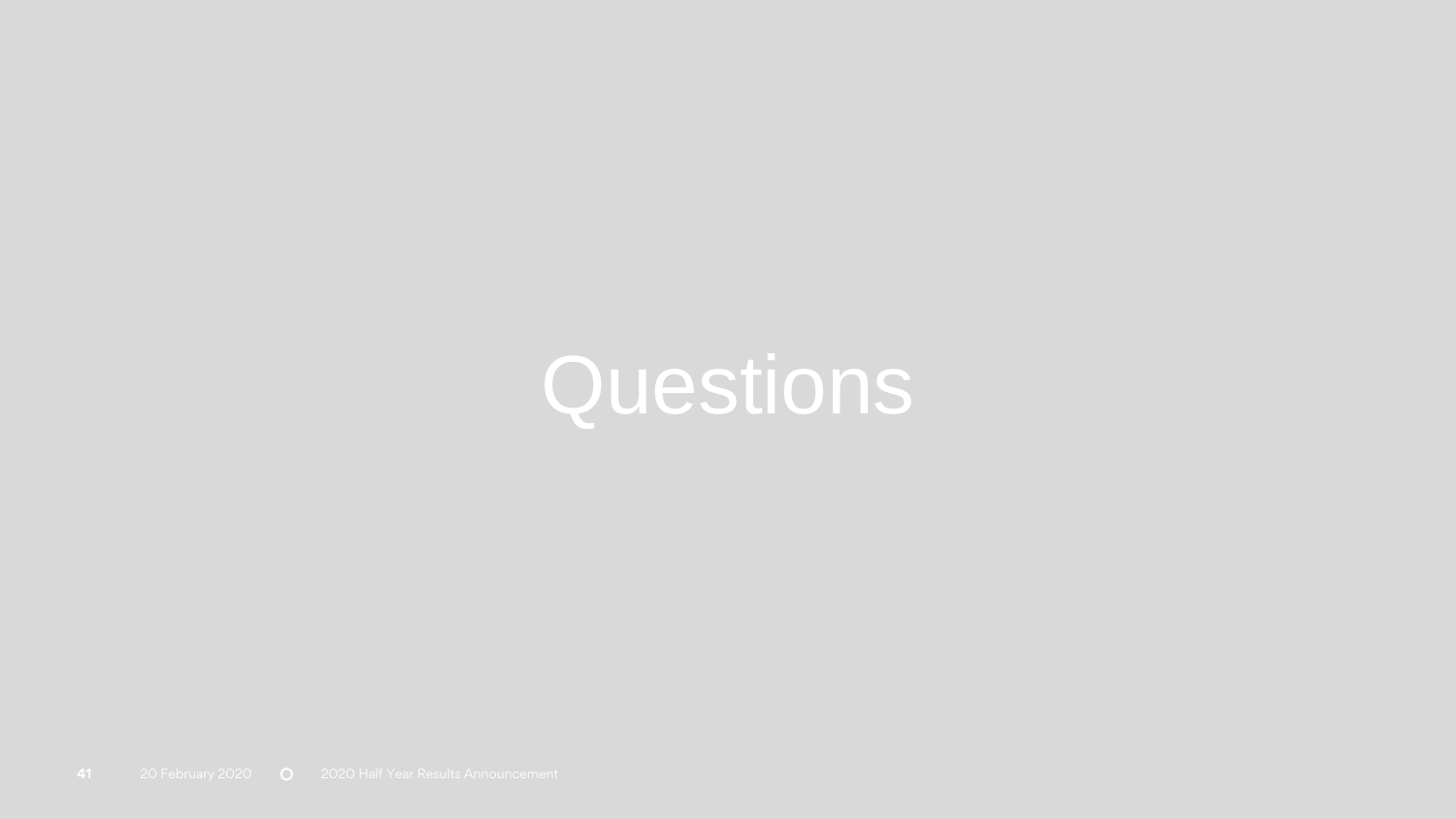# Questions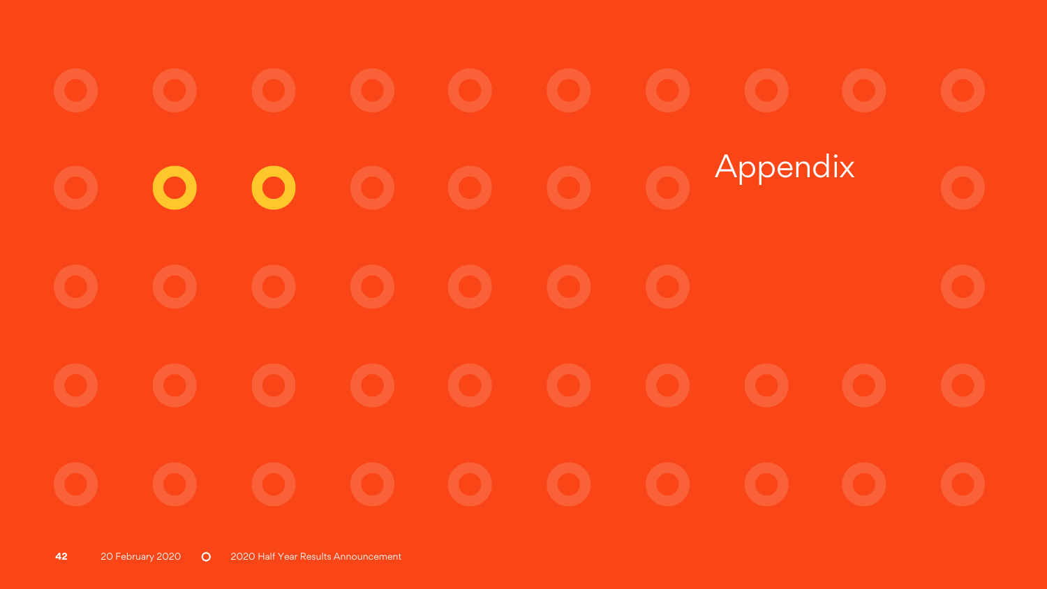# Appendix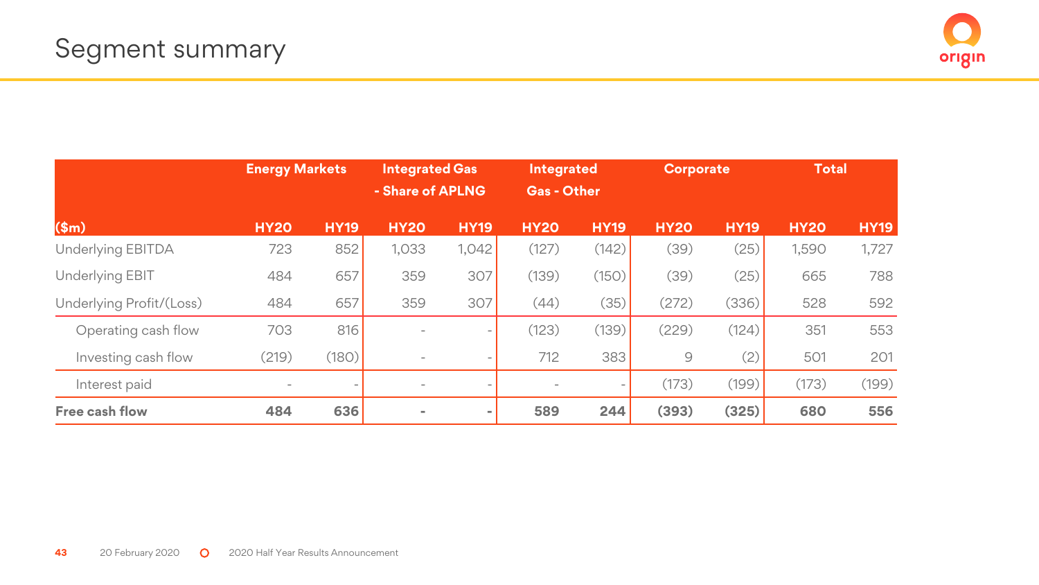# Segment summary

| ($m) | Energy Markets | | Integrated Gas - Share of APLNG | | Integrated Gas - Other | | Corporate | | Total | |
|---|---|---|---|---|---|---|---|---|---|---|
| | HY20 | HY19 | HY20 | HY19 | HY20 | HY19 | HY20 | HY19 | HY20 | HY19 |
| Underlying EBITDA | 723 | 852 | 1,033 | 1,042 | (127) | (142) | (39) | (25) | 1,590 | 1,727 |
| Underlying EBIT | 484 | 657 | 359 | 307 | (139) | (150) | (39) | (25) | 665 | 788 |
| Underlying Profit/(Loss) | 484 | 657 | 359 | 307 | (44) | (35) | (272) | (336) | 528 | 592 |
| Operating cash flow | 703 | 816 | - | - | (123) | (139) | (229) | (124) | 351 | 553 |
| Investing cash flow | (219) | (180) | - | - | 712 | 383 | 9 | (2) | 501 | 201 |
| Interest paid | - | - | - | - | - | - | (173) | (199) | (173) | (199) |
| **Free cash flow** | **484** | **636** | **-** | **-** | **589** | **244** | **(393)** | **(325)** | **680** | **556** |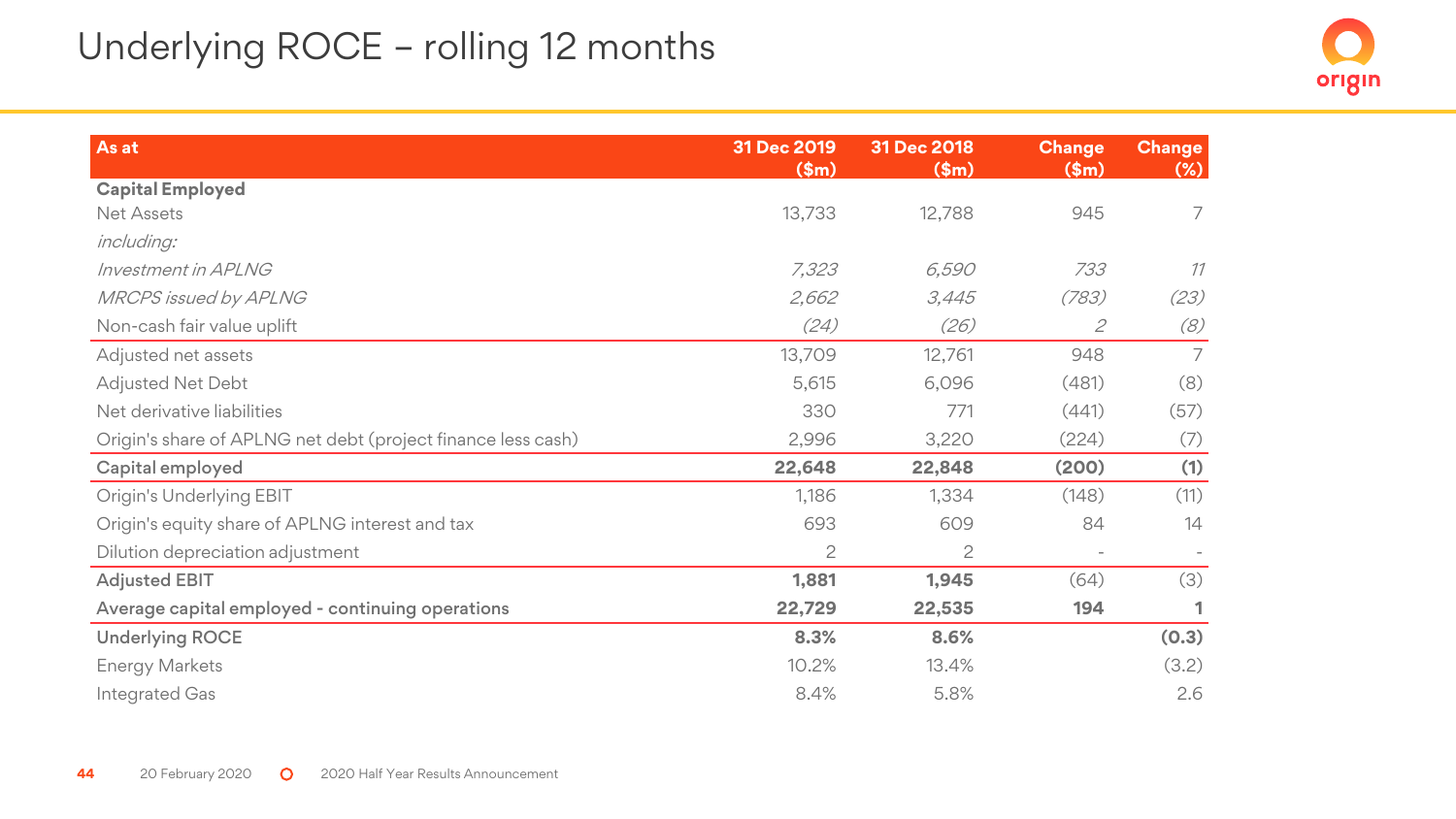# Underlying ROCE – rolling 12 months

| As at | 31 Dec 2019 ($m) | 31 Dec 2018 ($m) | Change ($m) | Change (%) |
|---|---|---|---|---|
| **Capital Employed** | | | | |
| Net Assets | 13,733 | 12,788 | 945 | 7 |
| *including:* | | | | |
| *Investment in APLNG* | *7,323* | *6,590* | *733* | *11* |
| *MRCPS issued by APLNG* | *2,662* | *3,445* | *(783)* | *(23)* |
| Non-cash fair value uplift | *(24)* | *(26)* | *2* | *(8)* |
| Adjusted net assets | 13,709 | 12,761 | 948 | 7 |
| Adjusted Net Debt | 5,615 | 6,096 | (481) | (8) |
| Net derivative liabilities | 330 | 771 | (441) | (57) |
| Origin's share of APLNG net debt (project finance less cash) | 2,996 | 3,220 | (224) | (7) |
| **Capital employed** | **22,648** | **22,848** | **(200)** | **(1)** |
| Origin's Underlying EBIT | 1,186 | 1,334 | (148) | (11) |
| Origin's equity share of APLNG interest and tax | 693 | 609 | 84 | 14 |
| Dilution depreciation adjustment | 2 | 2 | - | - |
| **Adjusted EBIT** | **1,881** | **1,945** | (64) | (3) |
| **Average capital employed - continuing operations** | **22,729** | **22,535** | **194** | **1** |
| **Underlying ROCE** | **8.3%** | **8.6%** | | **(0.3)** |
| Energy Markets | 10.2% | 13.4% | | (3.2) |
| Integrated Gas | 8.4% | 5.8% | | 2.6 |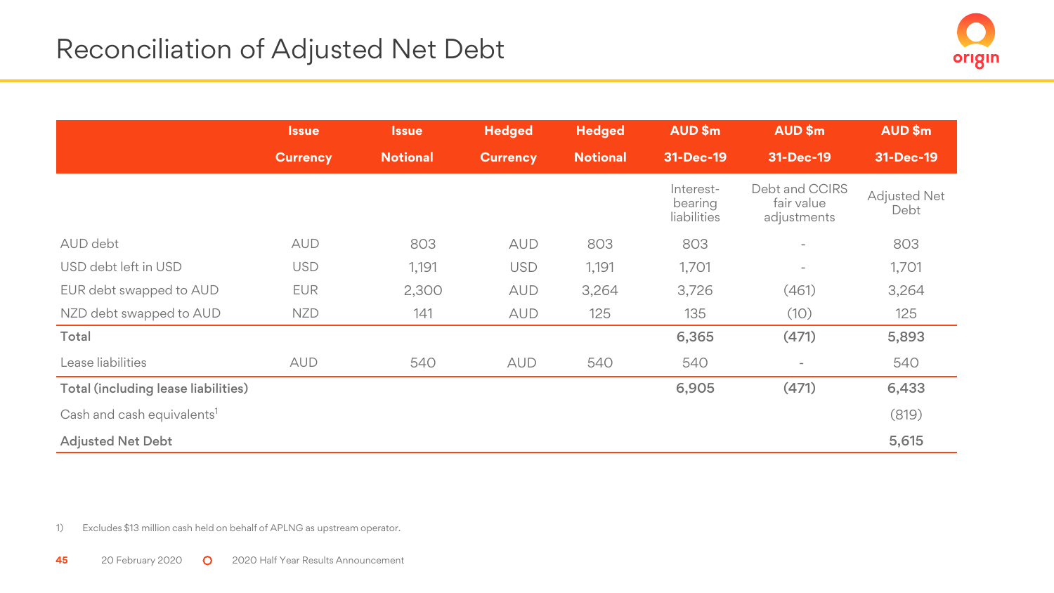# Reconciliation of Adjusted Net Debt

| | Issue Currency | Issue Notional | Hedged Currency | Hedged Notional | AUD $m 31-Dec-19 | AUD $m 31-Dec-19 | AUD $m 31-Dec-19 |
|---|---|---|---|---|---|---|---|
| | | | | | Interest-bearing liabilities | Debt and CCIRS fair value adjustments | Adjusted Net Debt |
| AUD debt | AUD | 803 | AUD | 803 | 803 | - | 803 |
| USD debt left in USD | USD | 1,191 | USD | 1,191 | 1,701 | - | 1,701 |
| EUR debt swapped to AUD | EUR | 2,300 | AUD | 3,264 | 3,726 | (461) | 3,264 |
| NZD debt swapped to AUD | NZD | 141 | AUD | 125 | 135 | (10) | 125 |
| **Total** | | | | | **6,365** | **(471)** | **5,893** |
| Lease liabilities | AUD | 540 | AUD | 540 | 540 | - | 540 |
| **Total (including lease liabilities)** | | | | | **6,905** | **(471)** | **6,433** |
| Cash and cash equivalents[1] | | | | | | | (819) |
| **Adjusted Net Debt** | | | | | | | **5,615** |

1) Excludes $13 million cash held on behalf of APLNG as upstream operator.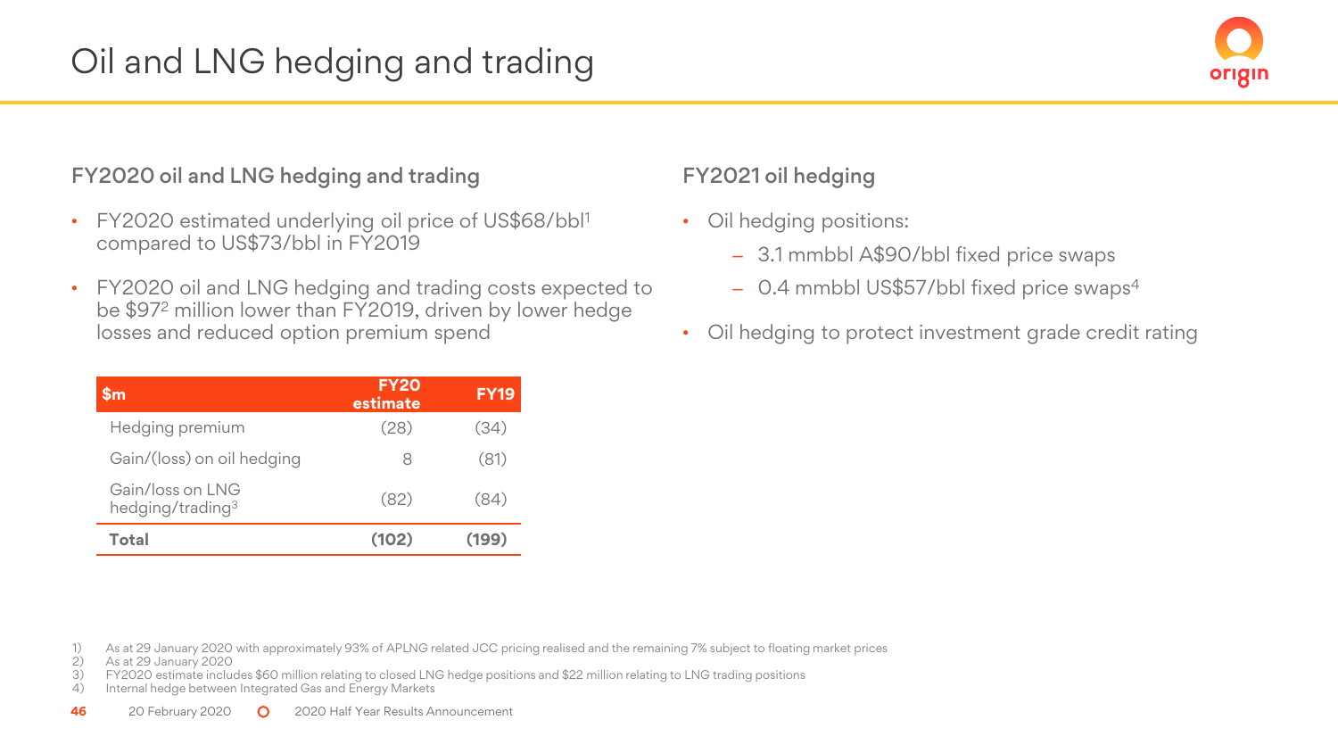# Oil and LNG hedging and trading

## FY2020 oil and LNG hedging and trading

- FY2020 estimated underlying oil price of US$68/bbl[1] compared to US$73/bbl in FY2019
- FY2020 oil and LNG hedging and trading costs expected to be $97[2] million lower than FY2019, driven by lower hedge losses and reduced option premium spend

| $m | FY20 estimate | FY19 |
|---|---|---|
| Hedging premium | (28) | (34) |
| Gain/(loss) on oil hedging | 8 | (81) |
| Gain/loss on LNG hedging/trading[3] | (82) | (84) |
| **Total** | **(102)** | **(199)** |

## FY2021 oil hedging

- Oil hedging positions:
  - 3.1 mmbbl A$90/bbl fixed price swaps
  - 0.4 mmbbl US$57/bbl fixed price swaps[4]
- Oil hedging to protect investment grade credit rating

1) As at 29 January 2020 with approximately 93% of APLNG related JCC pricing realised and the remaining 7% subject to floating market prices
2) As at 29 January 2020
3) FY2020 estimate includes $60 million relating to closed LNG hedge positions and $22 million relating to LNG trading positions
4) Internal hedge between Integrated Gas and Energy Markets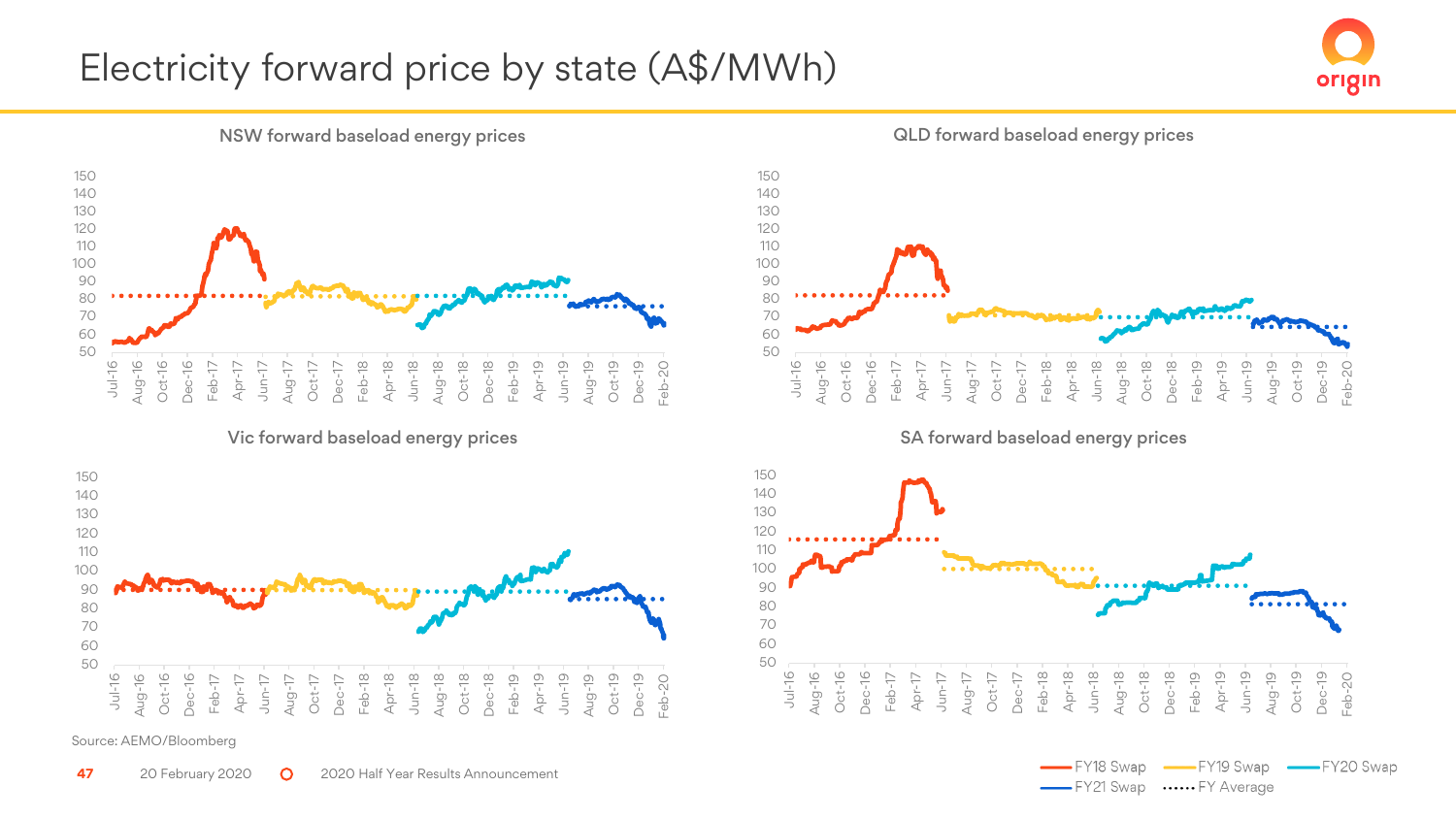# Electricity forward price by state (A$/MWh)

NSW forward baseload energy prices

QLD forward baseload energy prices

Vic forward baseload energy prices

SA forward baseload energy prices

FY18 Swap · FY19 Swap · FY20 Swap · FY21 Swap · FY Average

Source: AEMO/Bloomberg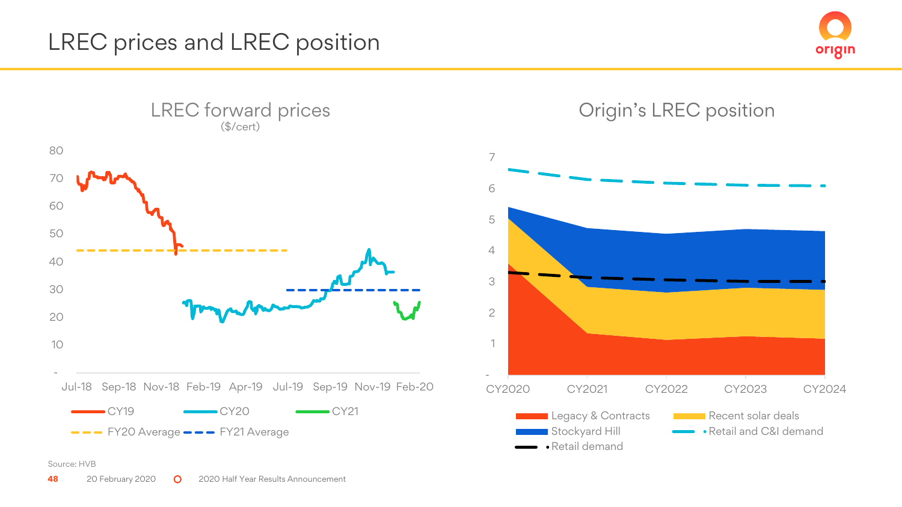# LREC prices and LREC position

## LREC forward prices

($/cert)

## Origin's LREC position

Source: HVB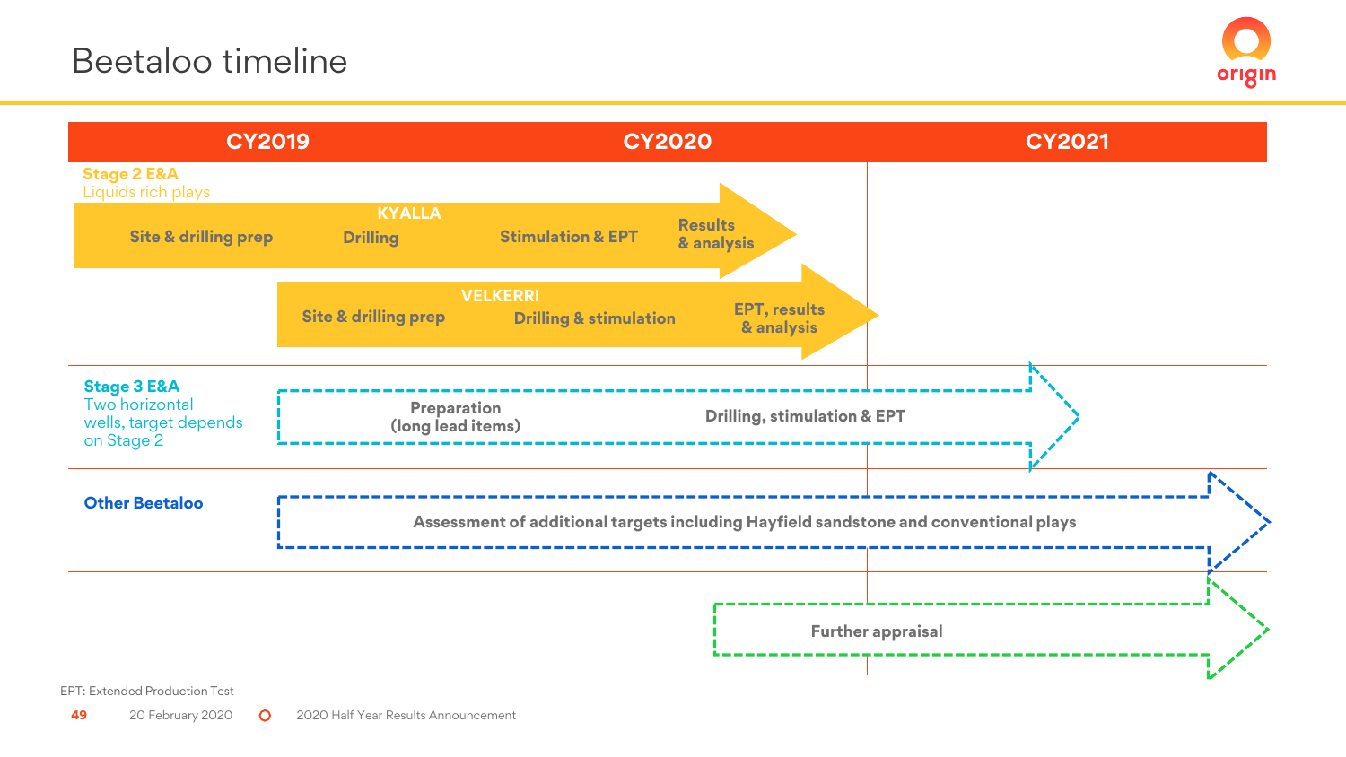# Beetaloo timeline

| | CY2019 | CY2020 | CY2021 |
|---|---|---|---|
| **Stage 2 E&A** Liquids rich plays — **KYALLA** | Site & drilling prep; Drilling | Stimulation & EPT; Results & analysis | |
| **VELKERRI** | Site & drilling prep | Drilling & stimulation; EPT, results & analysis | |
| **Stage 3 E&A** Two horizontal wells, target depends on Stage 2 | Preparation (long lead items) | Drilling, stimulation & EPT | Drilling, stimulation & EPT |
| **Other Beetaloo** | Assessment of additional targets including Hayfield sandstone and conventional plays | Assessment of additional targets including Hayfield sandstone and conventional plays | Assessment of additional targets including Hayfield sandstone and conventional plays |
| | | Further appraisal | Further appraisal |

EPT: Extended Production Test

20 February 2020 2020 Half Year Results Announcement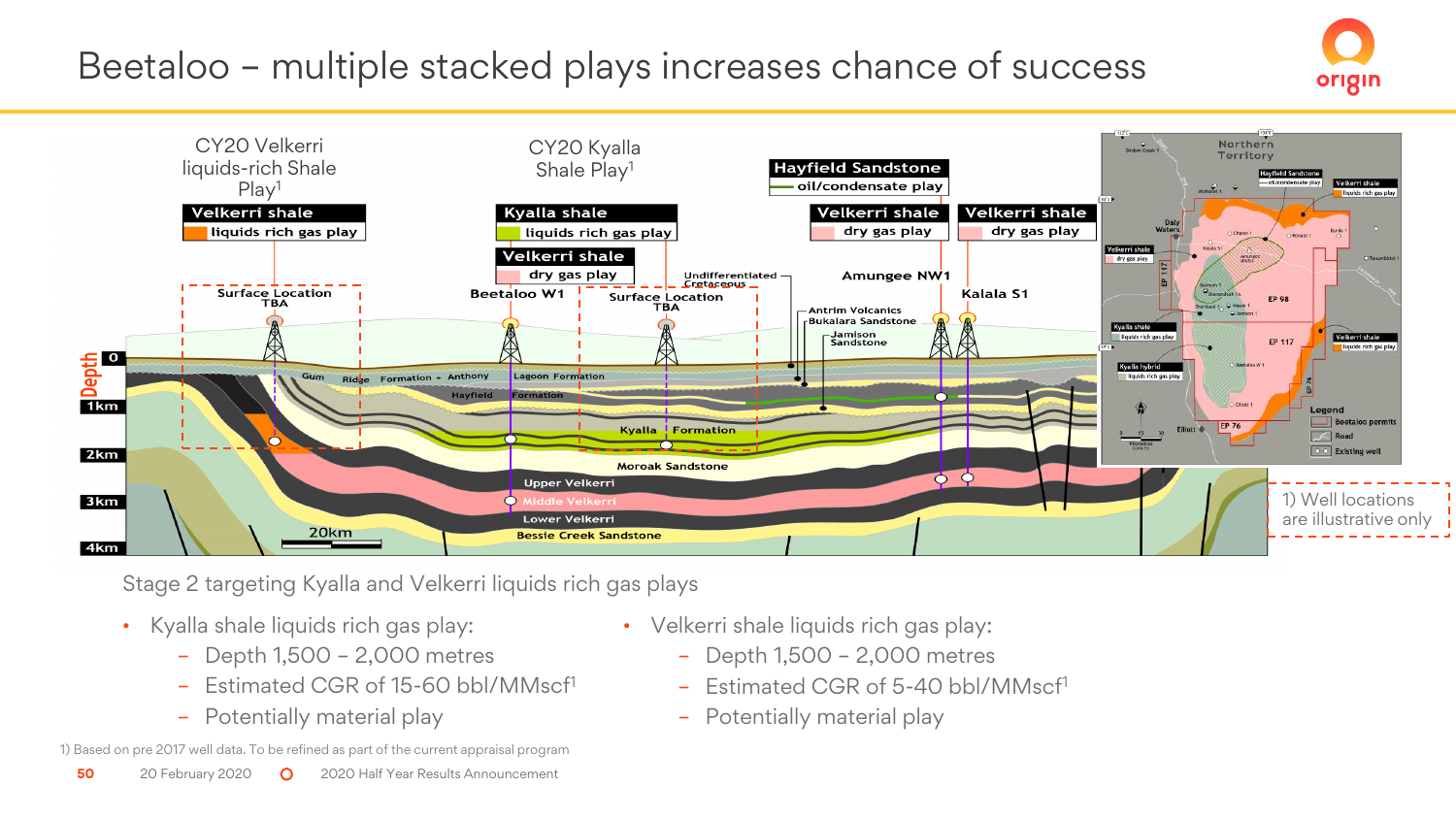# Beetaloo – multiple stacked plays increases chance of success

Stage 2 targeting Kyalla and Velkerri liquids rich gas plays

- Kyalla shale liquids rich gas play:
  - Depth 1,500 – 2,000 metres
  - Estimated CGR of 15-60 bbl/MMscf[1]
  - Potentially material play
- Velkerri shale liquids rich gas play:
  - Depth 1,500 – 2,000 metres
  - Estimated CGR of 5-40 bbl/MMscf[1]
  - Potentially material play

1) Well locations are illustrative only

1) Based on pre 2017 well data. To be refined as part of the current appraisal program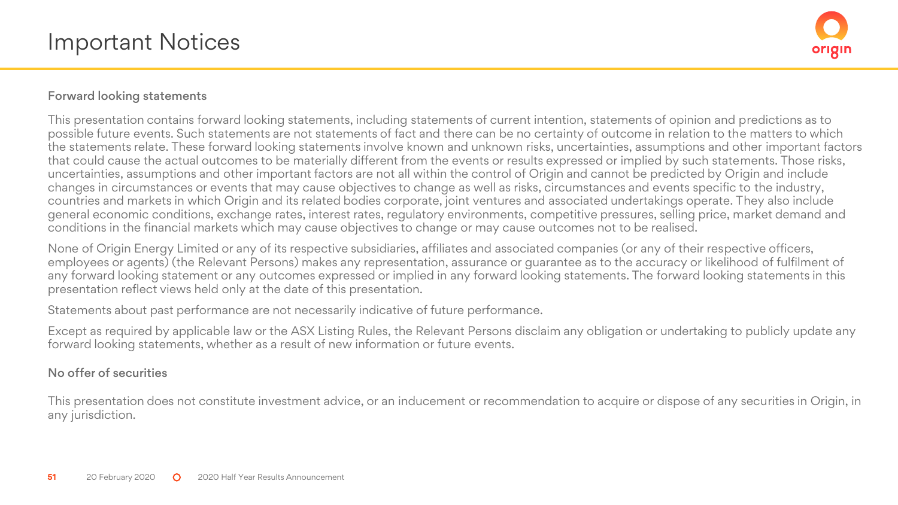# Important Notices

## Forward looking statements

This presentation contains forward looking statements, including statements of current intention, statements of opinion and predictions as to possible future events. Such statements are not statements of fact and there can be no certainty of outcome in relation to the matters to which the statements relate. These forward looking statements involve known and unknown risks, uncertainties, assumptions and other important factors that could cause the actual outcomes to be materially different from the events or results expressed or implied by such statements. Those risks, uncertainties, assumptions and other important factors are not all within the control of Origin and cannot be predicted by Origin and include changes in circumstances or events that may cause objectives to change as well as risks, circumstances and events specific to the industry, countries and markets in which Origin and its related bodies corporate, joint ventures and associated undertakings operate. They also include general economic conditions, exchange rates, interest rates, regulatory environments, competitive pressures, selling price, market demand and conditions in the financial markets which may cause objectives to change or may cause outcomes not to be realised.

None of Origin Energy Limited or any of its respective subsidiaries, affiliates and associated companies (or any of their respective officers, employees or agents) (the Relevant Persons) makes any representation, assurance or guarantee as to the accuracy or likelihood of fulfilment of any forward looking statement or any outcomes expressed or implied in any forward looking statements. The forward looking statements in this presentation reflect views held only at the date of this presentation.

Statements about past performance are not necessarily indicative of future performance.

Except as required by applicable law or the ASX Listing Rules, the Relevant Persons disclaim any obligation or undertaking to publicly update any forward looking statements, whether as a result of new information or future events.

## No offer of securities

This presentation does not constitute investment advice, or an inducement or recommendation to acquire or dispose of any securities in Origin, in any jurisdiction.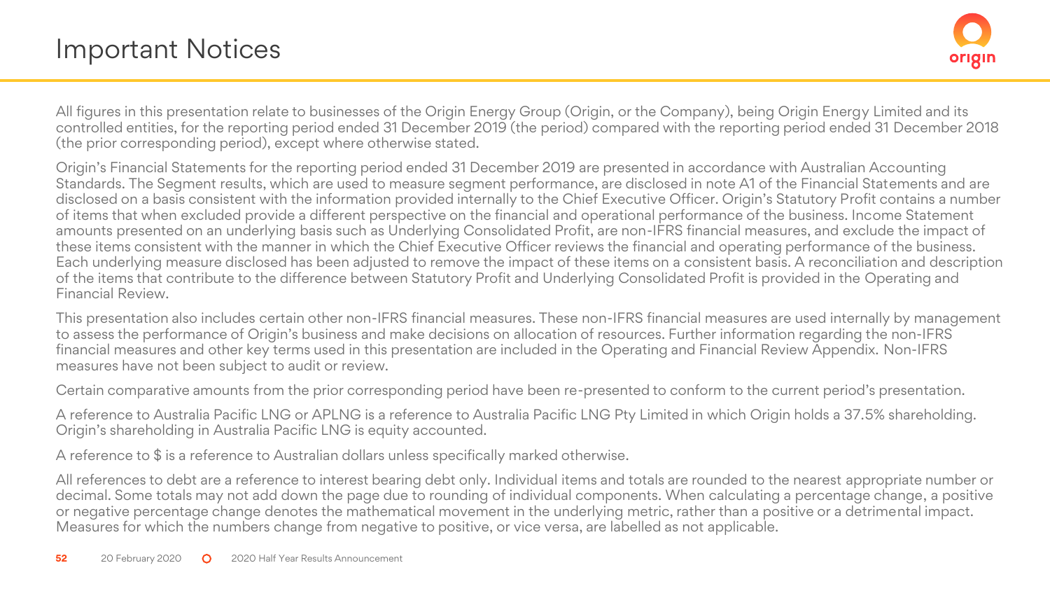# Important Notices

All figures in this presentation relate to businesses of the Origin Energy Group (Origin, or the Company), being Origin Energy Limited and its controlled entities, for the reporting period ended 31 December 2019 (the period) compared with the reporting period ended 31 December 2018 (the prior corresponding period), except where otherwise stated.

Origin's Financial Statements for the reporting period ended 31 December 2019 are presented in accordance with Australian Accounting Standards. The Segment results, which are used to measure segment performance, are disclosed in note A1 of the Financial Statements and are disclosed on a basis consistent with the information provided internally to the Chief Executive Officer. Origin's Statutory Profit contains a number of items that when excluded provide a different perspective on the financial and operational performance of the business. Income Statement amounts presented on an underlying basis such as Underlying Consolidated Profit, are non-IFRS financial measures, and exclude the impact of these items consistent with the manner in which the Chief Executive Officer reviews the financial and operating performance of the business. Each underlying measure disclosed has been adjusted to remove the impact of these items on a consistent basis. A reconciliation and description of the items that contribute to the difference between Statutory Profit and Underlying Consolidated Profit is provided in the Operating and Financial Review.

This presentation also includes certain other non-IFRS financial measures. These non-IFRS financial measures are used internally by management to assess the performance of Origin's business and make decisions on allocation of resources. Further information regarding the non-IFRS financial measures and other key terms used in this presentation are included in the Operating and Financial Review Appendix. Non-IFRS measures have not been subject to audit or review.

Certain comparative amounts from the prior corresponding period have been re-presented to conform to the current period's presentation.

A reference to Australia Pacific LNG or APLNG is a reference to Australia Pacific LNG Pty Limited in which Origin holds a 37.5% shareholding. Origin's shareholding in Australia Pacific LNG is equity accounted.

A reference to $ is a reference to Australian dollars unless specifically marked otherwise.

All references to debt are a reference to interest bearing debt only. Individual items and totals are rounded to the nearest appropriate number or decimal. Some totals may not add down the page due to rounding of individual components. When calculating a percentage change, a positive or negative percentage change denotes the mathematical movement in the underlying metric, rather than a positive or a detrimental impact. Measures for which the numbers change from negative to positive, or vice versa, are labelled as not applicable.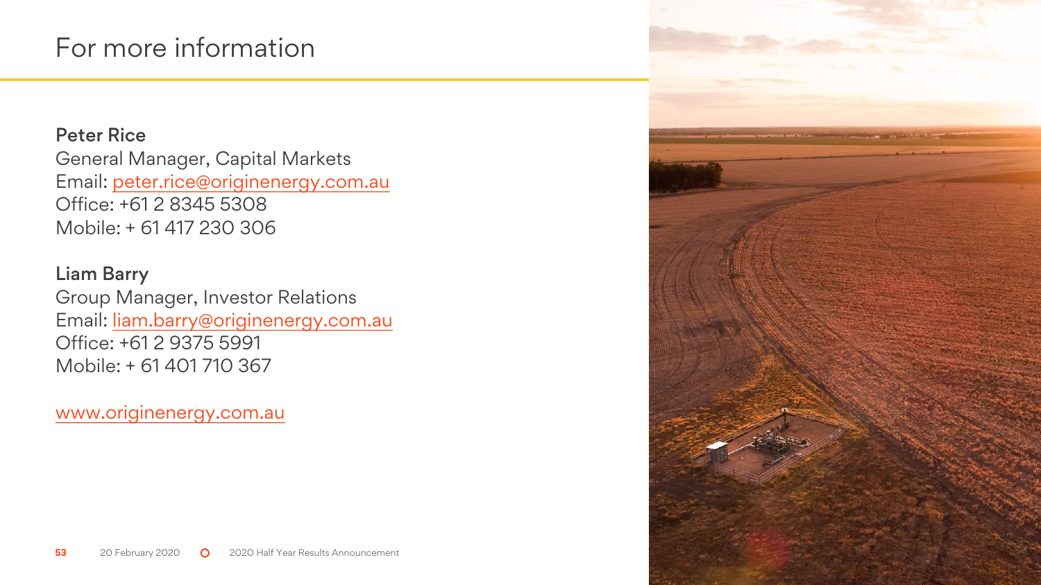# For more information

**Peter Rice**
General Manager, Capital Markets
Email: peter.rice@originenergy.com.au
Office: +61 2 8345 5308
Mobile: + 61 417 230 306

**Liam Barry**
Group Manager, Investor Relations
Email: liam.barry@originenergy.com.au
Office: +61 2 9375 5991
Mobile: + 61 401 710 367

www.originenergy.com.au